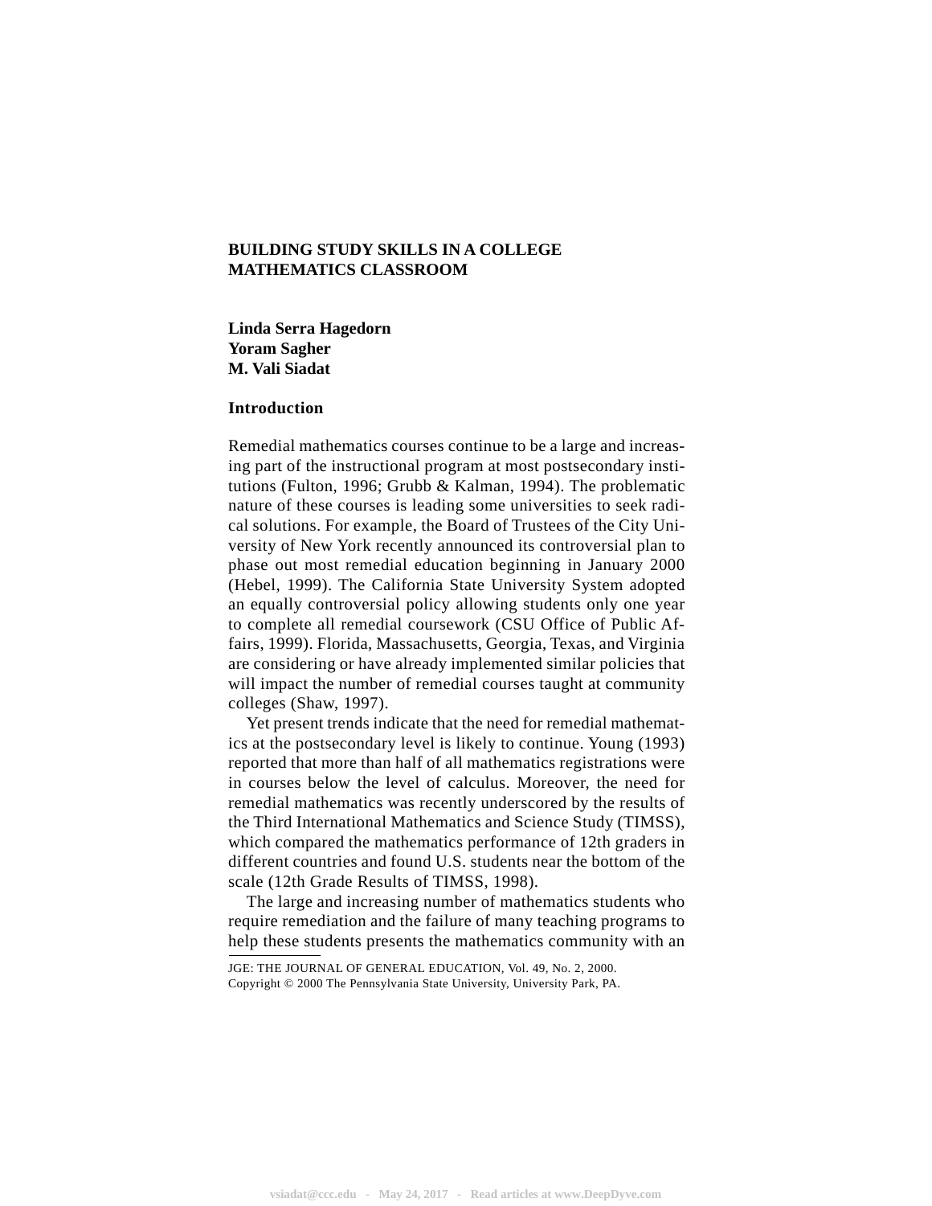# BUILDING STUDY SKILLS IN A COLLEGE MATHEMATICS CLASSROOM

**Linda Serra Hagedorn**
**Yoram Sagher**
**M. Vali Siadat**

## Introduction

Remedial mathematics courses continue to be a large and increasing part of the instructional program at most postsecondary institutions (Fulton, 1996; Grubb & Kalman, 1994). The problematic nature of these courses is leading some universities to seek radical solutions. For example, the Board of Trustees of the City University of New York recently announced its controversial plan to phase out most remedial education beginning in January 2000 (Hebel, 1999). The California State University System adopted an equally controversial policy allowing students only one year to complete all remedial coursework (CSU Office of Public Affairs, 1999). Florida, Massachusetts, Georgia, Texas, and Virginia are considering or have already implemented similar policies that will impact the number of remedial courses taught at community colleges (Shaw, 1997).

Yet present trends indicate that the need for remedial mathematics at the postsecondary level is likely to continue. Young (1993) reported that more than half of all mathematics registrations were in courses below the level of calculus. Moreover, the need for remedial mathematics was recently underscored by the results of the Third International Mathematics and Science Study (TIMSS), which compared the mathematics performance of 12th graders in different countries and found U.S. students near the bottom of the scale (12th Grade Results of TIMSS, 1998).

The large and increasing number of mathematics students who require remediation and the failure of many teaching programs to help these students presents the mathematics community with an

JGE: THE JOURNAL OF GENERAL EDUCATION, Vol. 49, No. 2, 2000.
Copyright © 2000 The Pennsylvania State University, University Park, PA.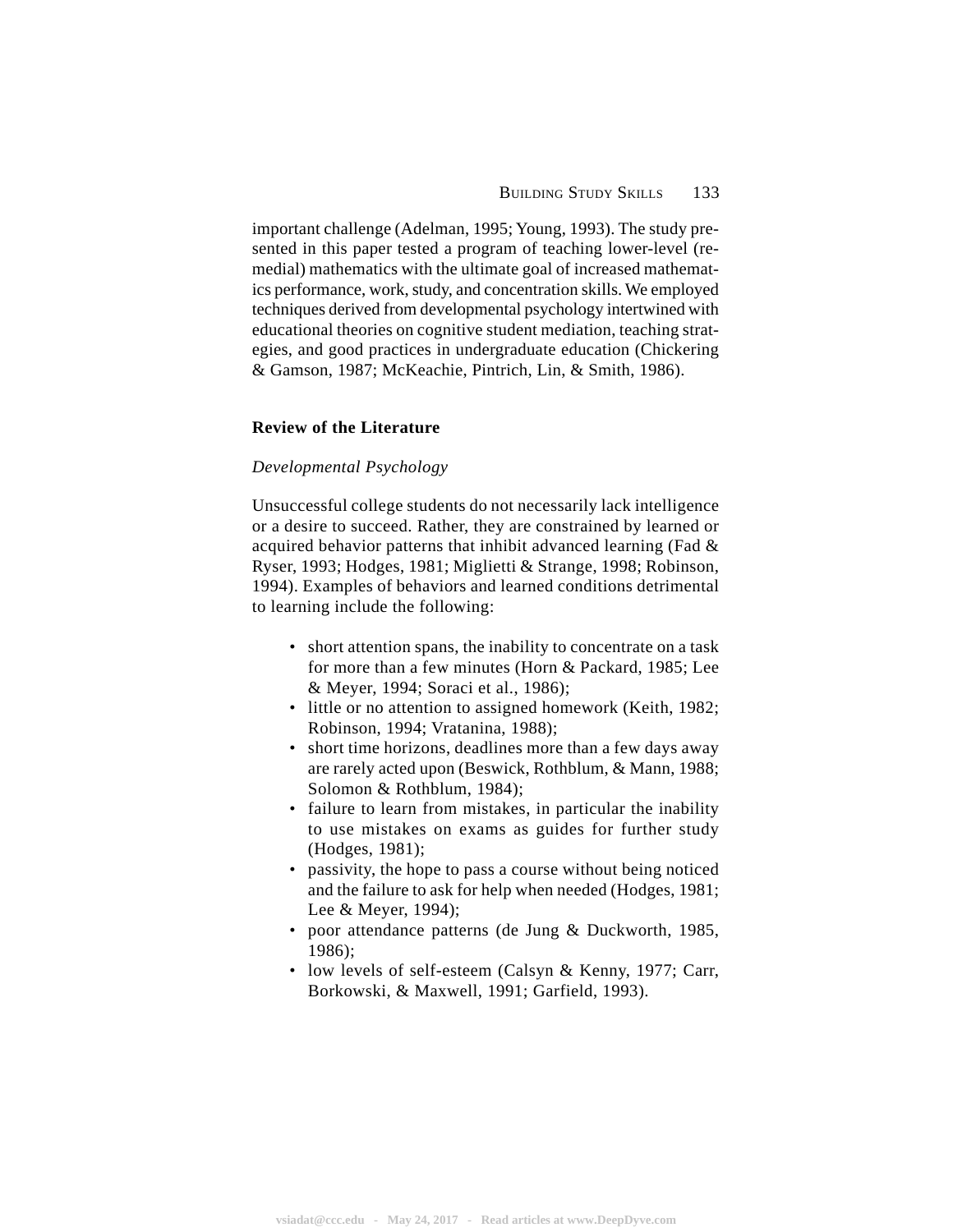important challenge (Adelman, 1995; Young, 1993). The study presented in this paper tested a program of teaching lower-level (remedial) mathematics with the ultimate goal of increased mathematics performance, work, study, and concentration skills. We employed techniques derived from developmental psychology intertwined with educational theories on cognitive student mediation, teaching strategies, and good practices in undergraduate education (Chickering & Gamson, 1987; McKeachie, Pintrich, Lin, & Smith, 1986).

## Review of the Literature

### *Developmental Psychology*

Unsuccessful college students do not necessarily lack intelligence or a desire to succeed. Rather, they are constrained by learned or acquired behavior patterns that inhibit advanced learning (Fad & Ryser, 1993; Hodges, 1981; Miglietti & Strange, 1998; Robinson, 1994). Examples of behaviors and learned conditions detrimental to learning include the following:

- short attention spans, the inability to concentrate on a task for more than a few minutes (Horn & Packard, 1985; Lee & Meyer, 1994; Soraci et al., 1986);
- little or no attention to assigned homework (Keith, 1982; Robinson, 1994; Vratanina, 1988);
- short time horizons, deadlines more than a few days away are rarely acted upon (Beswick, Rothblum, & Mann, 1988; Solomon & Rothblum, 1984);
- failure to learn from mistakes, in particular the inability to use mistakes on exams as guides for further study (Hodges, 1981);
- passivity, the hope to pass a course without being noticed and the failure to ask for help when needed (Hodges, 1981; Lee & Meyer, 1994);
- poor attendance patterns (de Jung & Duckworth, 1985, 1986);
- low levels of self-esteem (Calsyn & Kenny, 1977; Carr, Borkowski, & Maxwell, 1991; Garfield, 1993).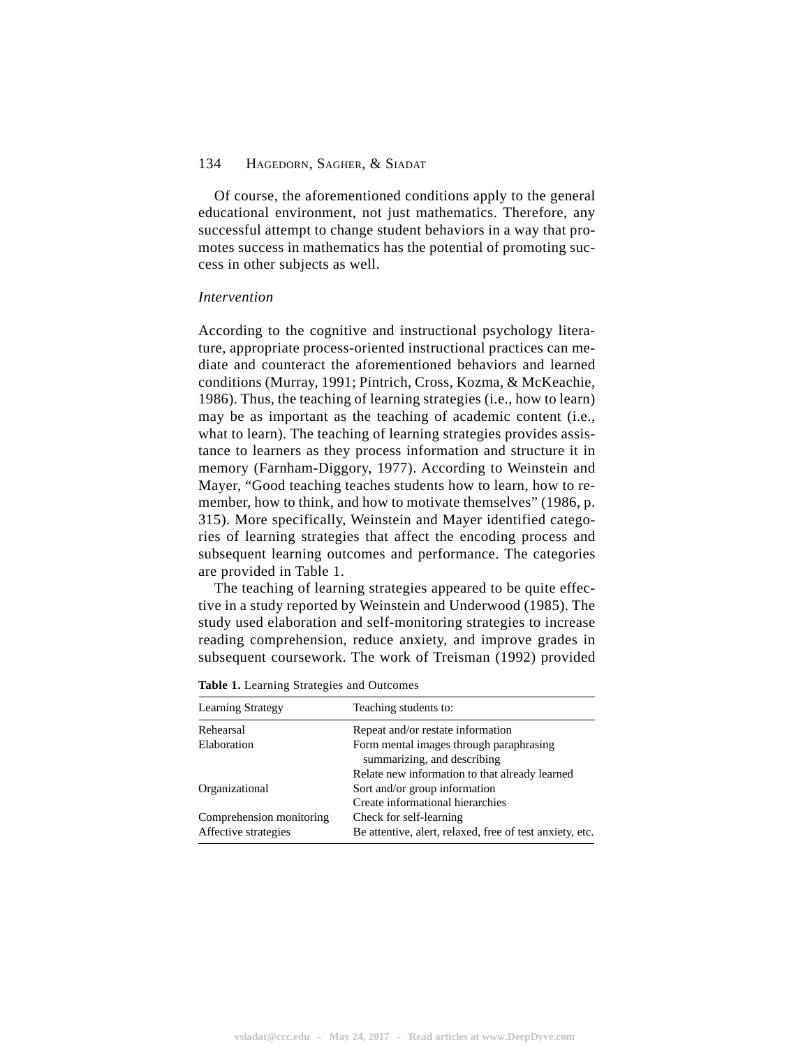Of course, the aforementioned conditions apply to the general educational environment, not just mathematics. Therefore, any successful attempt to change student behaviors in a way that promotes success in mathematics has the potential of promoting success in other subjects as well.

### *Intervention*

According to the cognitive and instructional psychology literature, appropriate process-oriented instructional practices can mediate and counteract the aforementioned behaviors and learned conditions (Murray, 1991; Pintrich, Cross, Kozma, & McKeachie, 1986). Thus, the teaching of learning strategies (i.e., how to learn) may be as important as the teaching of academic content (i.e., what to learn). The teaching of learning strategies provides assistance to learners as they process information and structure it in memory (Farnham-Diggory, 1977). According to Weinstein and Mayer, "Good teaching teaches students how to learn, how to remember, how to think, and how to motivate themselves" (1986, p. 315). More specifically, Weinstein and Mayer identified categories of learning strategies that affect the encoding process and subsequent learning outcomes and performance. The categories are provided in Table 1.

The teaching of learning strategies appeared to be quite effective in a study reported by Weinstein and Underwood (1985). The study used elaboration and self-monitoring strategies to increase reading comprehension, reduce anxiety, and improve grades in subsequent coursework. The work of Treisman (1992) provided

**Table 1.** Learning Strategies and Outcomes

| Learning Strategy | Teaching students to: |
|---|---|
| Rehearsal | Repeat and/or restate information |
| Elaboration | Form mental images through paraphrasing summarizing, and describing |
| | Relate new information to that already learned |
| Organizational | Sort and/or group information |
| | Create informational hierarchies |
| Comprehension monitoring | Check for self-learning |
| Affective strategies | Be attentive, alert, relaxed, free of test anxiety, etc. |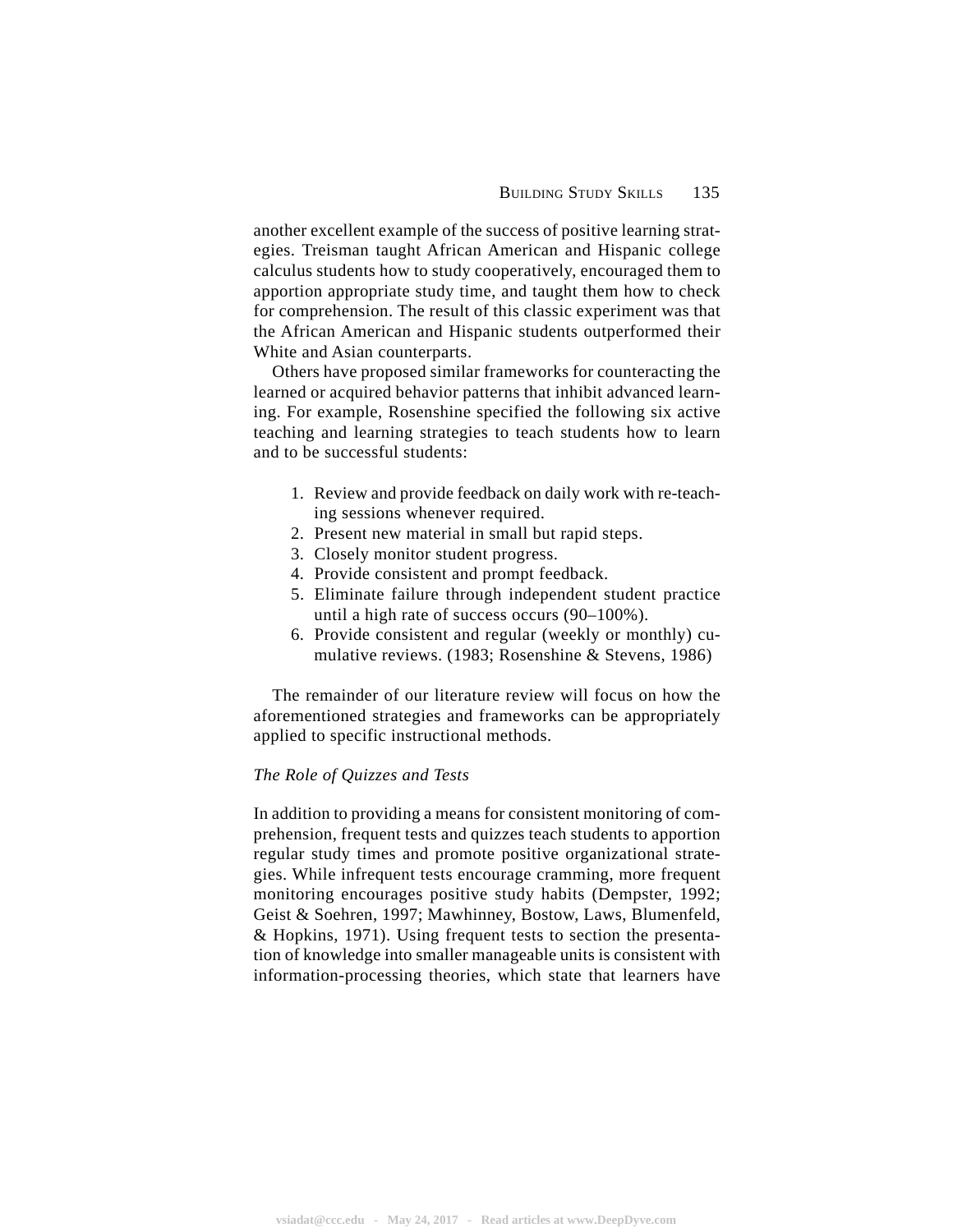another excellent example of the success of positive learning strategies. Treisman taught African American and Hispanic college calculus students how to study cooperatively, encouraged them to apportion appropriate study time, and taught them how to check for comprehension. The result of this classic experiment was that the African American and Hispanic students outperformed their White and Asian counterparts.

Others have proposed similar frameworks for counteracting the learned or acquired behavior patterns that inhibit advanced learning. For example, Rosenshine specified the following six active teaching and learning strategies to teach students how to learn and to be successful students:

1. Review and provide feedback on daily work with re-teaching sessions whenever required.
2. Present new material in small but rapid steps.
3. Closely monitor student progress.
4. Provide consistent and prompt feedback.
5. Eliminate failure through independent student practice until a high rate of success occurs (90–100%).
6. Provide consistent and regular (weekly or monthly) cumulative reviews. (1983; Rosenshine & Stevens, 1986)

The remainder of our literature review will focus on how the aforementioned strategies and frameworks can be appropriately applied to specific instructional methods.

### *The Role of Quizzes and Tests*

In addition to providing a means for consistent monitoring of comprehension, frequent tests and quizzes teach students to apportion regular study times and promote positive organizational strategies. While infrequent tests encourage cramming, more frequent monitoring encourages positive study habits (Dempster, 1992; Geist & Soehren, 1997; Mawhinney, Bostow, Laws, Blumenfeld, & Hopkins, 1971). Using frequent tests to section the presentation of knowledge into smaller manageable units is consistent with information-processing theories, which state that learners have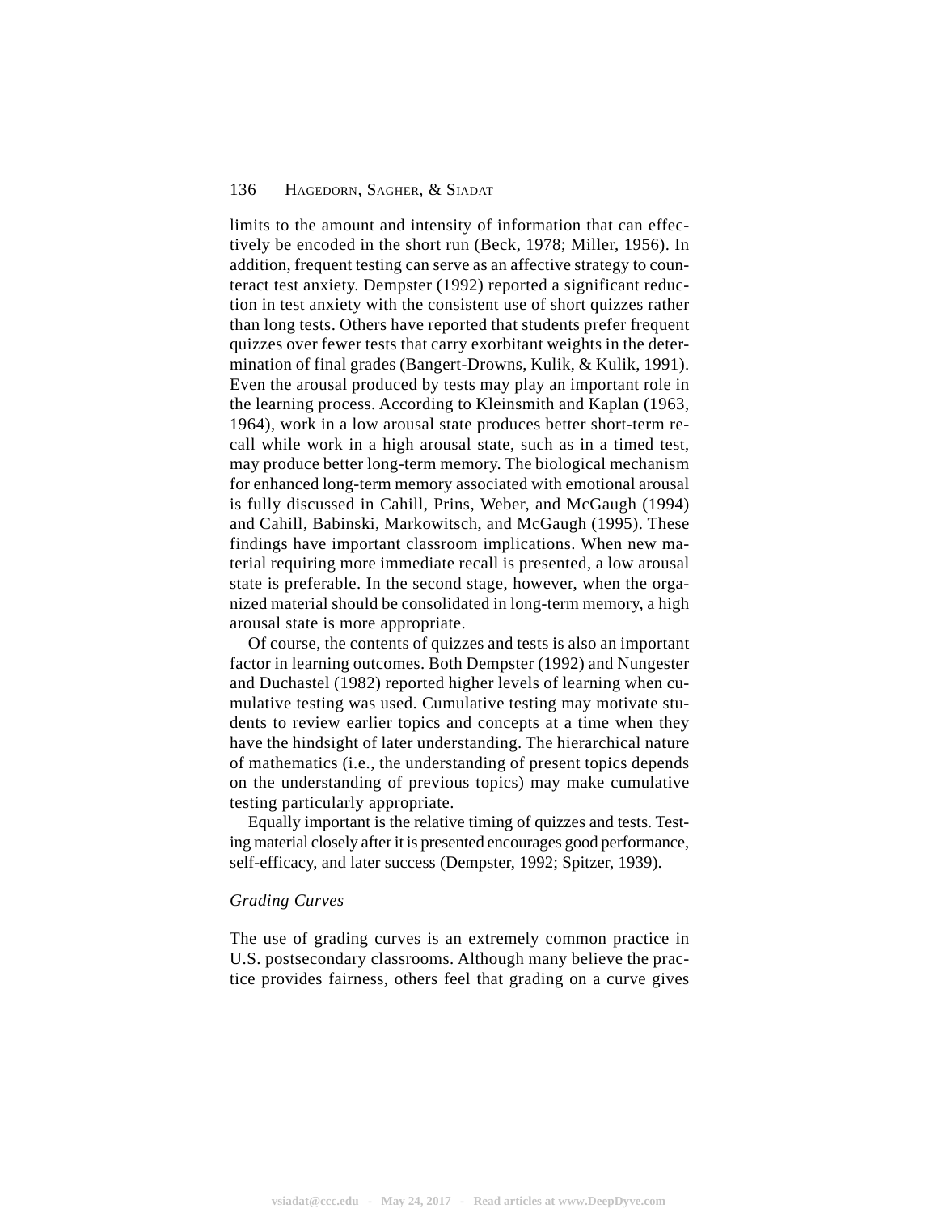limits to the amount and intensity of information that can effectively be encoded in the short run (Beck, 1978; Miller, 1956). In addition, frequent testing can serve as an affective strategy to counteract test anxiety. Dempster (1992) reported a significant reduction in test anxiety with the consistent use of short quizzes rather than long tests. Others have reported that students prefer frequent quizzes over fewer tests that carry exorbitant weights in the determination of final grades (Bangert-Drowns, Kulik, & Kulik, 1991). Even the arousal produced by tests may play an important role in the learning process. According to Kleinsmith and Kaplan (1963, 1964), work in a low arousal state produces better short-term recall while work in a high arousal state, such as in a timed test, may produce better long-term memory. The biological mechanism for enhanced long-term memory associated with emotional arousal is fully discussed in Cahill, Prins, Weber, and McGaugh (1994) and Cahill, Babinski, Markowitsch, and McGaugh (1995). These findings have important classroom implications. When new material requiring more immediate recall is presented, a low arousal state is preferable. In the second stage, however, when the organized material should be consolidated in long-term memory, a high arousal state is more appropriate.

Of course, the contents of quizzes and tests is also an important factor in learning outcomes. Both Dempster (1992) and Nungester and Duchastel (1982) reported higher levels of learning when cumulative testing was used. Cumulative testing may motivate students to review earlier topics and concepts at a time when they have the hindsight of later understanding. The hierarchical nature of mathematics (i.e., the understanding of present topics depends on the understanding of previous topics) may make cumulative testing particularly appropriate.

Equally important is the relative timing of quizzes and tests. Testing material closely after it is presented encourages good performance, self-efficacy, and later success (Dempster, 1992; Spitzer, 1939).

### *Grading Curves*

The use of grading curves is an extremely common practice in U.S. postsecondary classrooms. Although many believe the practice provides fairness, others feel that grading on a curve gives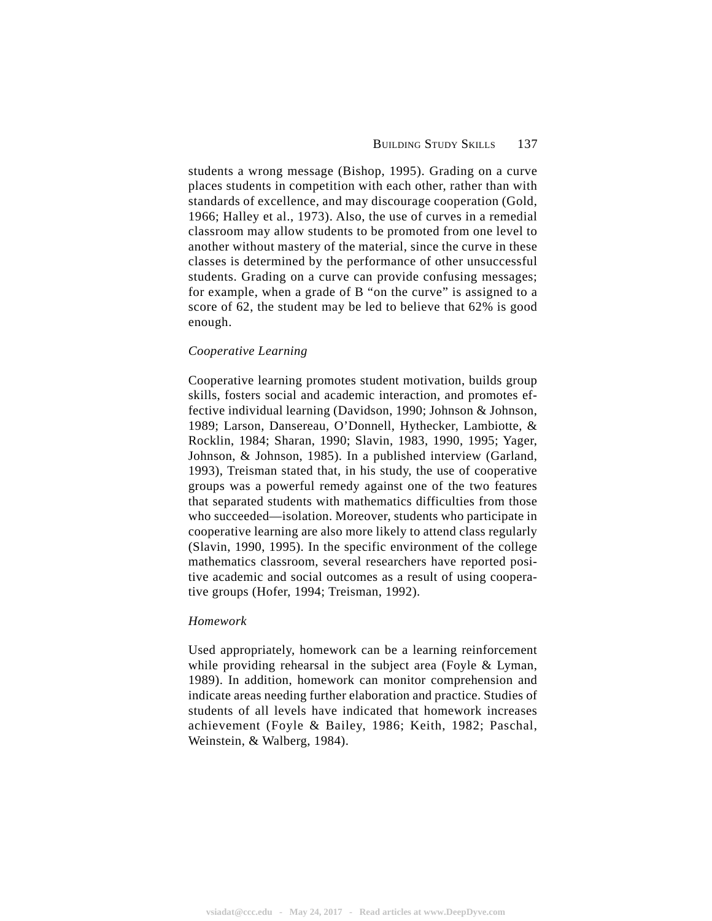students a wrong message (Bishop, 1995). Grading on a curve places students in competition with each other, rather than with standards of excellence, and may discourage cooperation (Gold, 1966; Halley et al., 1973). Also, the use of curves in a remedial classroom may allow students to be promoted from one level to another without mastery of the material, since the curve in these classes is determined by the performance of other unsuccessful students. Grading on a curve can provide confusing messages; for example, when a grade of B "on the curve" is assigned to a score of 62, the student may be led to believe that 62% is good enough.

### *Cooperative Learning*

Cooperative learning promotes student motivation, builds group skills, fosters social and academic interaction, and promotes effective individual learning (Davidson, 1990; Johnson & Johnson, 1989; Larson, Dansereau, O'Donnell, Hythecker, Lambiotte, & Rocklin, 1984; Sharan, 1990; Slavin, 1983, 1990, 1995; Yager, Johnson, & Johnson, 1985). In a published interview (Garland, 1993), Treisman stated that, in his study, the use of cooperative groups was a powerful remedy against one of the two features that separated students with mathematics difficulties from those who succeeded—isolation. Moreover, students who participate in cooperative learning are also more likely to attend class regularly (Slavin, 1990, 1995). In the specific environment of the college mathematics classroom, several researchers have reported positive academic and social outcomes as a result of using cooperative groups (Hofer, 1994; Treisman, 1992).

### *Homework*

Used appropriately, homework can be a learning reinforcement while providing rehearsal in the subject area (Foyle & Lyman, 1989). In addition, homework can monitor comprehension and indicate areas needing further elaboration and practice. Studies of students of all levels have indicated that homework increases achievement (Foyle & Bailey, 1986; Keith, 1982; Paschal, Weinstein, & Walberg, 1984).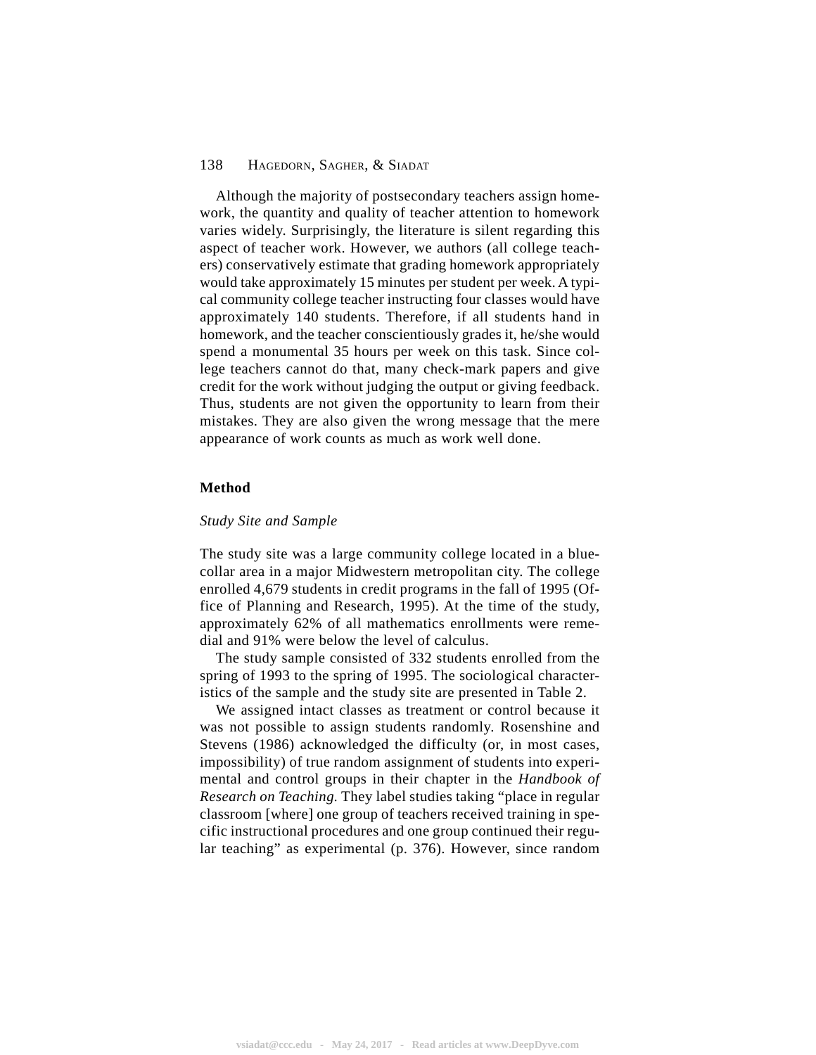Although the majority of postsecondary teachers assign homework, the quantity and quality of teacher attention to homework varies widely. Surprisingly, the literature is silent regarding this aspect of teacher work. However, we authors (all college teachers) conservatively estimate that grading homework appropriately would take approximately 15 minutes per student per week. A typical community college teacher instructing four classes would have approximately 140 students. Therefore, if all students hand in homework, and the teacher conscientiously grades it, he/she would spend a monumental 35 hours per week on this task. Since college teachers cannot do that, many check-mark papers and give credit for the work without judging the output or giving feedback. Thus, students are not given the opportunity to learn from their mistakes. They are also given the wrong message that the mere appearance of work counts as much as work well done.

## Method

### *Study Site and Sample*

The study site was a large community college located in a blue-collar area in a major Midwestern metropolitan city. The college enrolled 4,679 students in credit programs in the fall of 1995 (Office of Planning and Research, 1995). At the time of the study, approximately 62% of all mathematics enrollments were remedial and 91% were below the level of calculus.

The study sample consisted of 332 students enrolled from the spring of 1993 to the spring of 1995. The sociological characteristics of the sample and the study site are presented in Table 2.

We assigned intact classes as treatment or control because it was not possible to assign students randomly. Rosenshine and Stevens (1986) acknowledged the difficulty (or, in most cases, impossibility) of true random assignment of students into experimental and control groups in their chapter in the *Handbook of Research on Teaching.* They label studies taking "place in regular classroom [where] one group of teachers received training in specific instructional procedures and one group continued their regular teaching" as experimental (p. 376). However, since random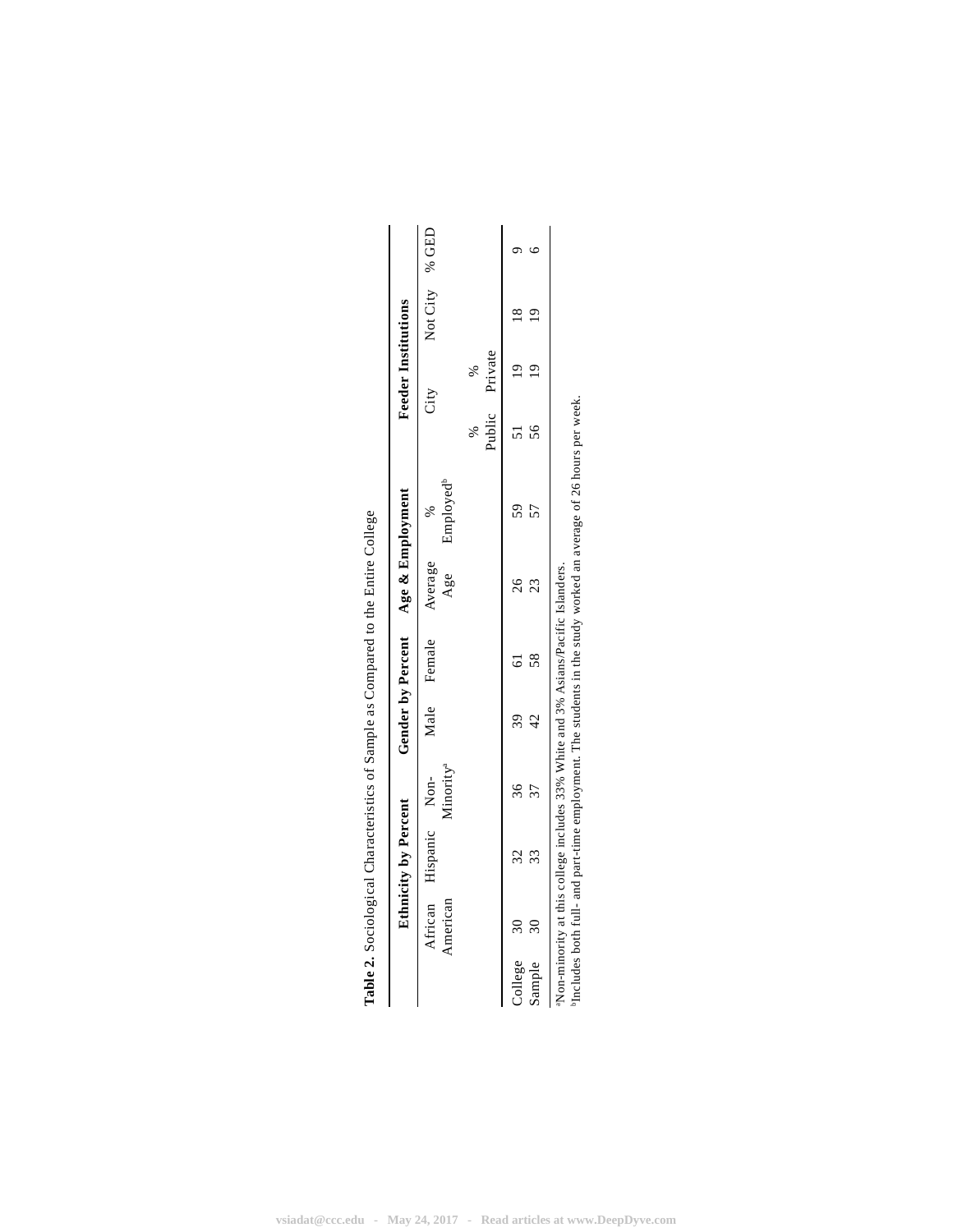**Table 2.** Sociological Characteristics of Sample as Compared to the Entire College

| | Ethnicity by Percent | | | Gender by Percent | | Age & Employment | | Feeder Institutions | | | |
|---|---|---|---|---|---|---|---|---|---|---|---|
| | African American | Hispanic | Non-Minority[a] | Male | Female | Average Age | % Employed[b] | City | | Not City | % GED |
| | | | | | | | | % Public | % Private | | |
| College | 30 | 32 | 36 | 39 | 61 | 26 | 59 | 51 | 19 | 18 | 9 |
| Sample | 30 | 33 | 37 | 42 | 58 | 23 | 57 | 56 | 19 | 19 | 6 |

[a]Non-minority at this college includes 33% White and 3% Asians/Pacific Islanders.
[b]Includes both full- and part-time employment. The students in the study worked an average of 26 hours per week.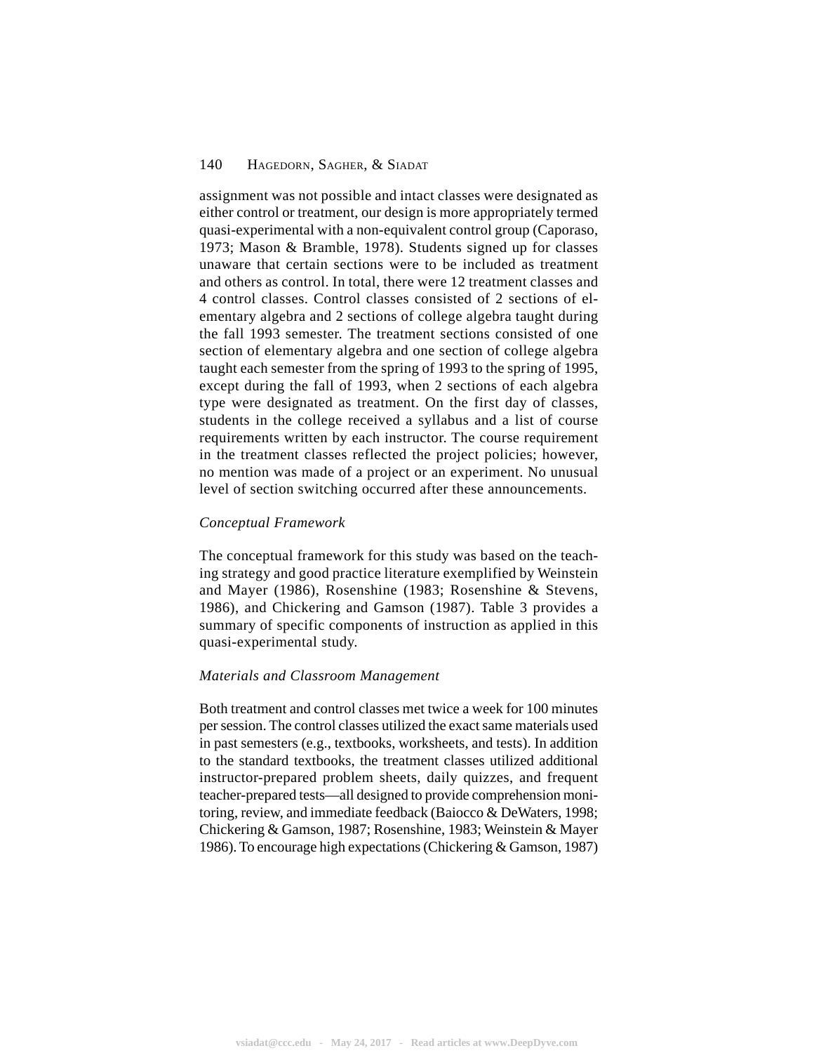assignment was not possible and intact classes were designated as either control or treatment, our design is more appropriately termed quasi-experimental with a non-equivalent control group (Caporaso, 1973; Mason & Bramble, 1978). Students signed up for classes unaware that certain sections were to be included as treatment and others as control. In total, there were 12 treatment classes and 4 control classes. Control classes consisted of 2 sections of elementary algebra and 2 sections of college algebra taught during the fall 1993 semester. The treatment sections consisted of one section of elementary algebra and one section of college algebra taught each semester from the spring of 1993 to the spring of 1995, except during the fall of 1993, when 2 sections of each algebra type were designated as treatment. On the first day of classes, students in the college received a syllabus and a list of course requirements written by each instructor. The course requirement in the treatment classes reflected the project policies; however, no mention was made of a project or an experiment. No unusual level of section switching occurred after these announcements.

### *Conceptual Framework*

The conceptual framework for this study was based on the teaching strategy and good practice literature exemplified by Weinstein and Mayer (1986), Rosenshine (1983; Rosenshine & Stevens, 1986), and Chickering and Gamson (1987). Table 3 provides a summary of specific components of instruction as applied in this quasi-experimental study.

### *Materials and Classroom Management*

Both treatment and control classes met twice a week for 100 minutes per session. The control classes utilized the exact same materials used in past semesters (e.g., textbooks, worksheets, and tests). In addition to the standard textbooks, the treatment classes utilized additional instructor-prepared problem sheets, daily quizzes, and frequent teacher-prepared tests—all designed to provide comprehension monitoring, review, and immediate feedback (Baiocco & DeWaters, 1998; Chickering & Gamson, 1987; Rosenshine, 1983; Weinstein & Mayer 1986). To encourage high expectations (Chickering & Gamson, 1987)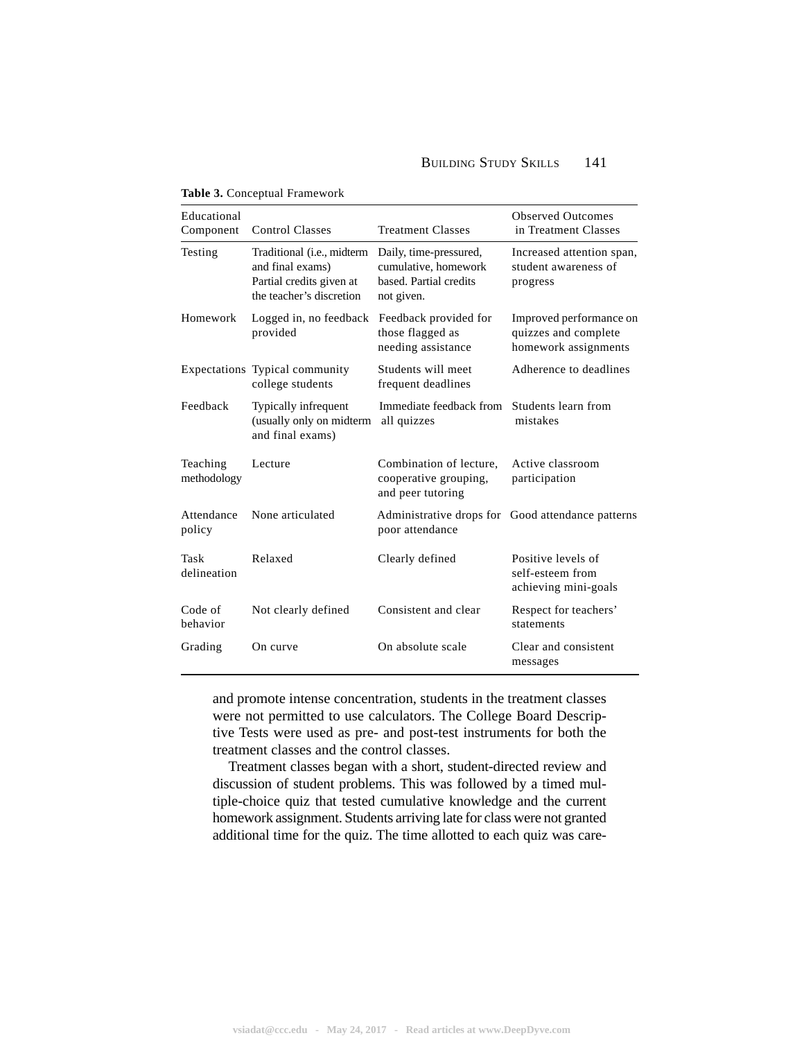**Table 3.** Conceptual Framework

| Educational Component | Control Classes | Treatment Classes | Observed Outcomes in Treatment Classes |
|---|---|---|---|
| Testing | Traditional (i.e., midterm and final exams) Partial credits given at the teacher's discretion | Daily, time-pressured, cumulative, homework based. Partial credits not given. | Increased attention span, student awareness of progress |
| Homework | Logged in, no feedback provided | Feedback provided for those flagged as needing assistance | Improved performance on quizzes and complete homework assignments |
| Expectations | Typical community college students | Students will meet frequent deadlines | Adherence to deadlines |
| Feedback | Typically infrequent (usually only on midterm and final exams) | Immediate feedback from all quizzes | Students learn from mistakes |
| Teaching methodology | Lecture | Combination of lecture, cooperative grouping, and peer tutoring | Active classroom participation |
| Attendance policy | None articulated | Administrative drops for poor attendance | Good attendance patterns |
| Task delineation | Relaxed | Clearly defined | Positive levels of self-esteem from achieving mini-goals |
| Code of behavior | Not clearly defined | Consistent and clear | Respect for teachers' statements |
| Grading | On curve | On absolute scale | Clear and consistent messages |

and promote intense concentration, students in the treatment classes were not permitted to use calculators. The College Board Descriptive Tests were used as pre- and post-test instruments for both the treatment classes and the control classes.

Treatment classes began with a short, student-directed review and discussion of student problems. This was followed by a timed multiple-choice quiz that tested cumulative knowledge and the current homework assignment. Students arriving late for class were not granted additional time for the quiz. The time allotted to each quiz was care-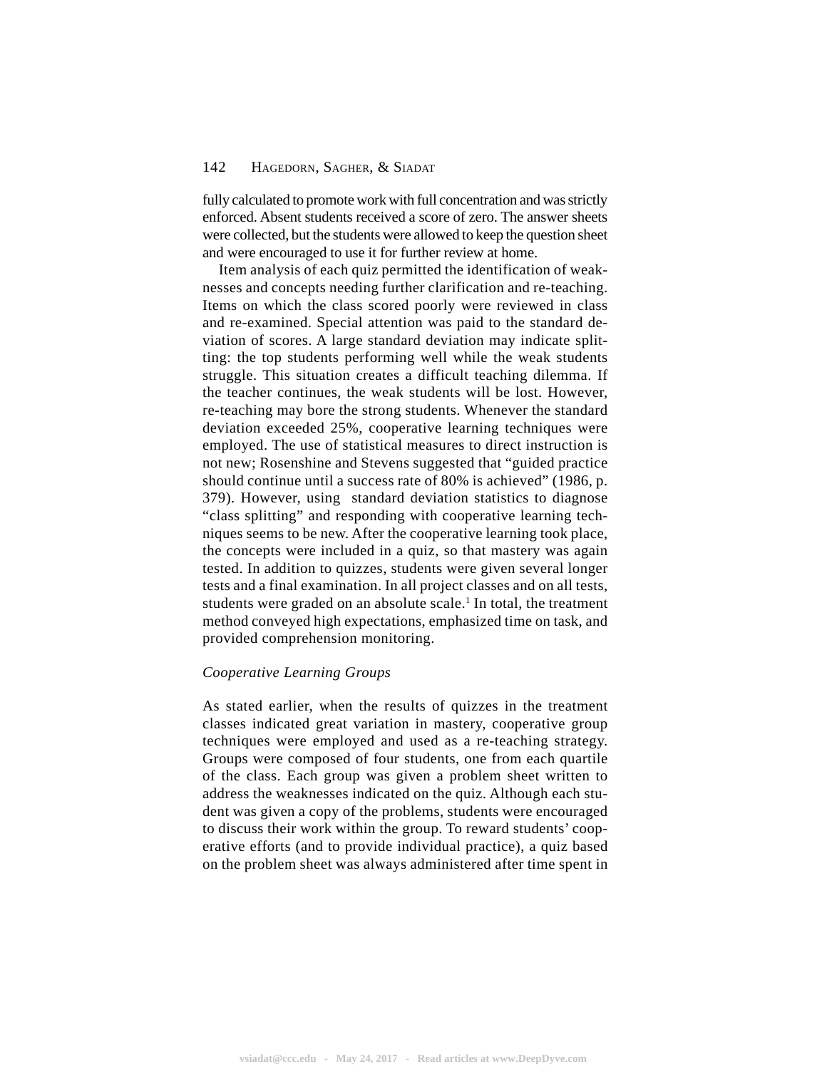fully calculated to promote work with full concentration and was strictly enforced. Absent students received a score of zero. The answer sheets were collected, but the students were allowed to keep the question sheet and were encouraged to use it for further review at home.

Item analysis of each quiz permitted the identification of weaknesses and concepts needing further clarification and re-teaching. Items on which the class scored poorly were reviewed in class and re-examined. Special attention was paid to the standard deviation of scores. A large standard deviation may indicate splitting: the top students performing well while the weak students struggle. This situation creates a difficult teaching dilemma. If the teacher continues, the weak students will be lost. However, re-teaching may bore the strong students. Whenever the standard deviation exceeded 25%, cooperative learning techniques were employed. The use of statistical measures to direct instruction is not new; Rosenshine and Stevens suggested that "guided practice should continue until a success rate of 80% is achieved" (1986, p. 379). However, using standard deviation statistics to diagnose "class splitting" and responding with cooperative learning techniques seems to be new. After the cooperative learning took place, the concepts were included in a quiz, so that mastery was again tested. In addition to quizzes, students were given several longer tests and a final examination. In all project classes and on all tests, students were graded on an absolute scale.[1] In total, the treatment method conveyed high expectations, emphasized time on task, and provided comprehension monitoring.

### *Cooperative Learning Groups*

As stated earlier, when the results of quizzes in the treatment classes indicated great variation in mastery, cooperative group techniques were employed and used as a re-teaching strategy. Groups were composed of four students, one from each quartile of the class. Each group was given a problem sheet written to address the weaknesses indicated on the quiz. Although each student was given a copy of the problems, students were encouraged to discuss their work within the group. To reward students' cooperative efforts (and to provide individual practice), a quiz based on the problem sheet was always administered after time spent in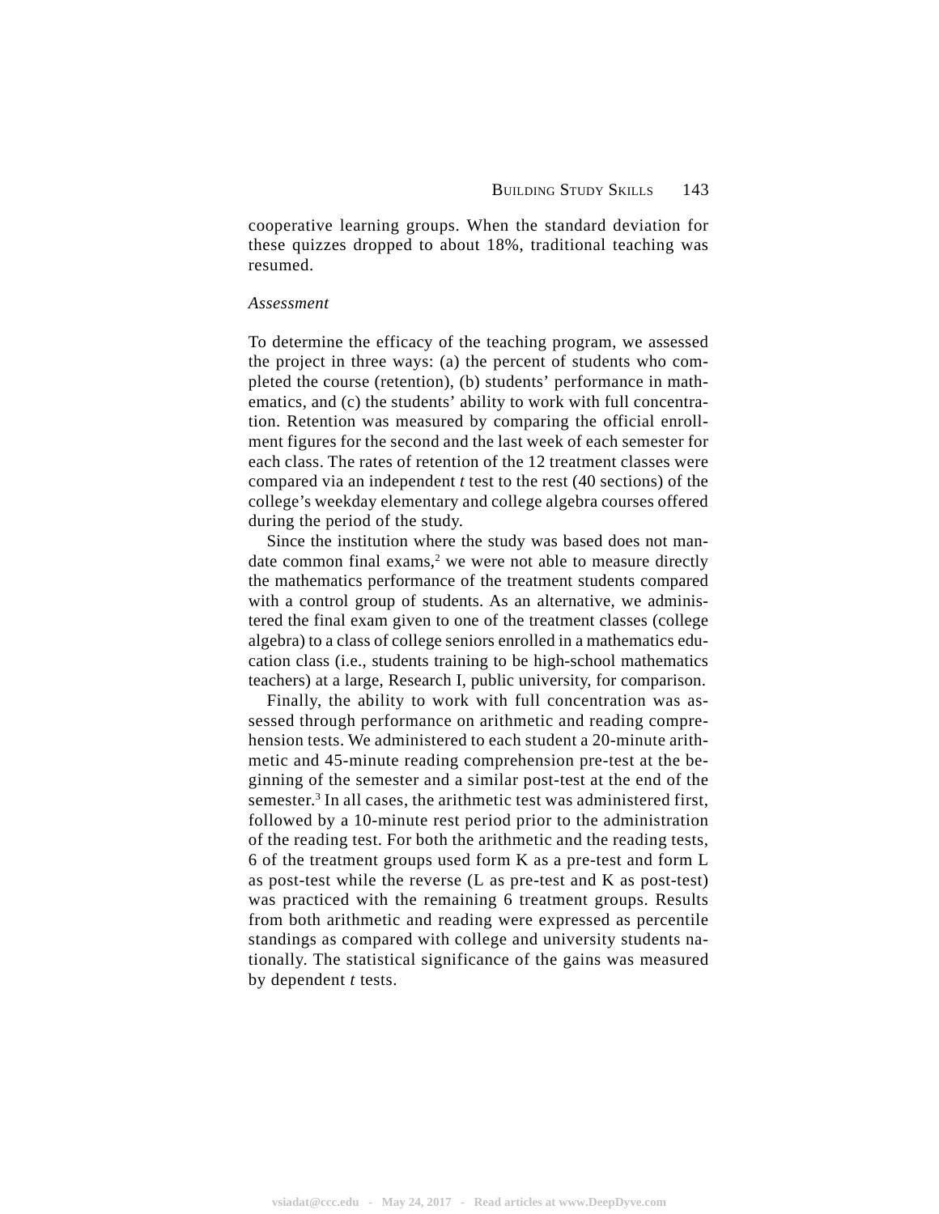cooperative learning groups. When the standard deviation for these quizzes dropped to about 18%, traditional teaching was resumed.

*Assessment*

To determine the efficacy of the teaching program, we assessed the project in three ways: (a) the percent of students who completed the course (retention), (b) students' performance in mathematics, and (c) the students' ability to work with full concentration. Retention was measured by comparing the official enrollment figures for the second and the last week of each semester for each class. The rates of retention of the 12 treatment classes were compared via an independent *t* test to the rest (40 sections) of the college's weekday elementary and college algebra courses offered during the period of the study.

Since the institution where the study was based does not mandate common final exams,[2] we were not able to measure directly the mathematics performance of the treatment students compared with a control group of students. As an alternative, we administered the final exam given to one of the treatment classes (college algebra) to a class of college seniors enrolled in a mathematics education class (i.e., students training to be high-school mathematics teachers) at a large, Research I, public university, for comparison.

Finally, the ability to work with full concentration was assessed through performance on arithmetic and reading comprehension tests. We administered to each student a 20-minute arithmetic and 45-minute reading comprehension pre-test at the beginning of the semester and a similar post-test at the end of the semester.[3] In all cases, the arithmetic test was administered first, followed by a 10-minute rest period prior to the administration of the reading test. For both the arithmetic and the reading tests, 6 of the treatment groups used form K as a pre-test and form L as post-test while the reverse (L as pre-test and K as post-test) was practiced with the remaining 6 treatment groups. Results from both arithmetic and reading were expressed as percentile standings as compared with college and university students nationally. The statistical significance of the gains was measured by dependent *t* tests.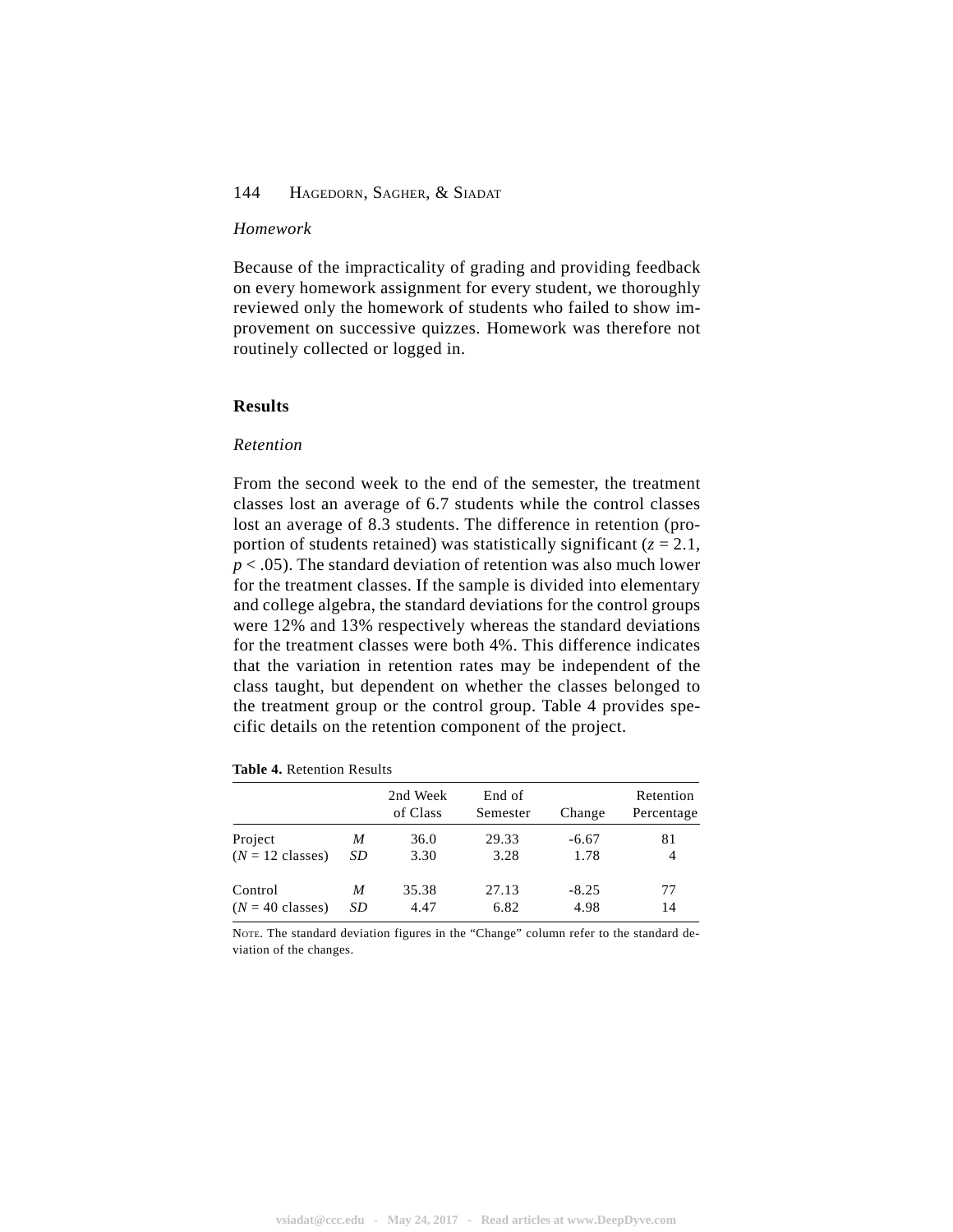### *Homework*

Because of the impracticality of grading and providing feedback on every homework assignment for every student, we thoroughly reviewed only the homework of students who failed to show improvement on successive quizzes. Homework was therefore not routinely collected or logged in.

## Results

### *Retention*

From the second week to the end of the semester, the treatment classes lost an average of 6.7 students while the control classes lost an average of 8.3 students. The difference in retention (proportion of students retained) was statistically significant ($z = 2.1$, $p < .05$). The standard deviation of retention was also much lower for the treatment classes. If the sample is divided into elementary and college algebra, the standard deviations for the control groups were 12% and 13% respectively whereas the standard deviations for the treatment classes were both 4%. This difference indicates that the variation in retention rates may be independent of the class taught, but dependent on whether the classes belonged to the treatment group or the control group. Table 4 provides specific details on the retention component of the project.

**Table 4.** Retention Results

| | | 2nd Week of Class | End of Semester | Change | Retention Percentage |
|---|---|---|---|---|---|
| Project | *M* | 36.0 | 29.33 | -6.67 | 81 |
| (*N* = 12 classes) | *SD* | 3.30 | 3.28 | 1.78 | 4 |
| Control | *M* | 35.38 | 27.13 | -8.25 | 77 |
| (*N* = 40 classes) | *SD* | 4.47 | 6.82 | 4.98 | 14 |

NOTE. The standard deviation figures in the "Change" column refer to the standard deviation of the changes.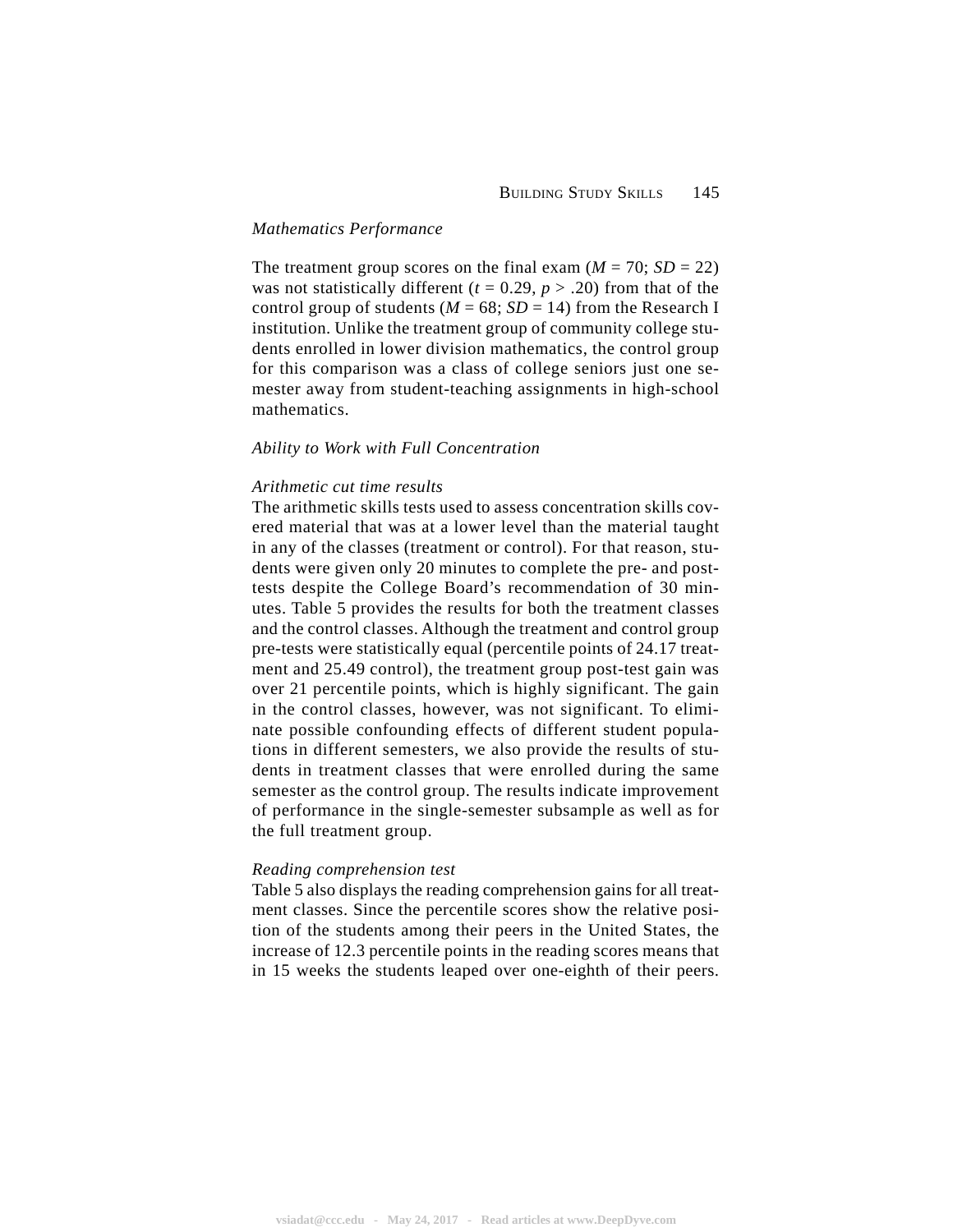*Mathematics Performance*

The treatment group scores on the final exam ($M = 70$; $SD = 22$) was not statistically different ($t = 0.29$, $p > .20$) from that of the control group of students ($M = 68$; $SD = 14$) from the Research I institution. Unlike the treatment group of community college students enrolled in lower division mathematics, the control group for this comparison was a class of college seniors just one semester away from student-teaching assignments in high-school mathematics.

*Ability to Work with Full Concentration*

*Arithmetic cut time results*

The arithmetic skills tests used to assess concentration skills covered material that was at a lower level than the material taught in any of the classes (treatment or control). For that reason, students were given only 20 minutes to complete the pre- and post-tests despite the College Board's recommendation of 30 minutes. Table 5 provides the results for both the treatment classes and the control classes. Although the treatment and control group pre-tests were statistically equal (percentile points of 24.17 treatment and 25.49 control), the treatment group post-test gain was over 21 percentile points, which is highly significant. The gain in the control classes, however, was not significant. To eliminate possible confounding effects of different student populations in different semesters, we also provide the results of students in treatment classes that were enrolled during the same semester as the control group. The results indicate improvement of performance in the single-semester subsample as well as for the full treatment group.

*Reading comprehension test*

Table 5 also displays the reading comprehension gains for all treatment classes. Since the percentile scores show the relative position of the students among their peers in the United States, the increase of 12.3 percentile points in the reading scores means that in 15 weeks the students leaped over one-eighth of their peers.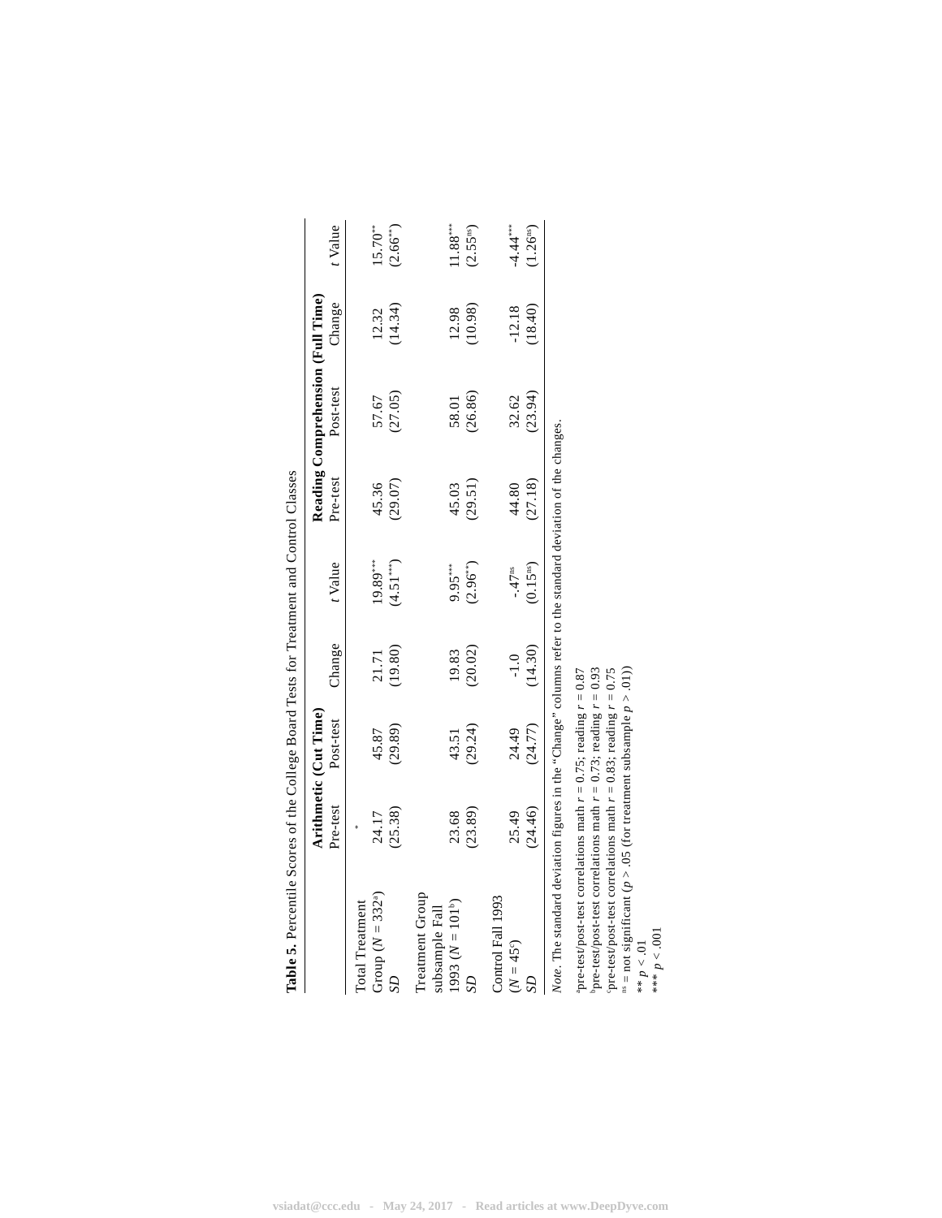**Table 5.** Percentile Scores of the College Board Tests for Treatment and Control Classes

| | Arithmetic (Cut Time) | | | | Reading Comprehension (Full Time) | | | |
|---|---|---|---|---|---|---|---|---|
| | Pre-test | Post-test | Change | *t* Value | Pre-test | Post-test | Change | *t* Value |
| Total Treatment Group ($N = 332$[a]) | 24.17 | 45.87 | 21.71 | 19.89*** | 45.36 | 57.67 | 12.32 | 15.70** |
| *SD* | (25.38) | (29.89) | (19.80) | (4.51***) | (29.07) | (27.05) | (14.34) | (2.66**) |
| Treatment Group subsample Fall 1993 ($N = 101$[b]) | 23.68 | 43.51 | 19.83 | 9.95*** | 45.03 | 58.01 | 12.98 | 11.88*** |
| *SD* | (23.89) | (29.24) | (20.02) | (2.96**) | (29.51) | (26.86) | (10.98) | (2.55[ns]) |
| Control Fall 1993 ($N = 45$[c]) | 25.49 | 24.49 | -1.0 | -.47[ns] | 44.80 | 32.62 | -12.18 | -4.44*** |
| *SD* | (24.46) | (24.77) | (14.30) | (0.15[ns]) | (27.18) | (23.94) | (18.40) | (1.26[ns]) |

*Note*. The standard deviation figures in the "Change" columns refer to the standard deviation of the changes.

[a]pre-test/post-test correlations math $r = 0.75$; reading $r = 0.87$
[b]pre-test/post-test correlations math $r = 0.73$; reading $r = 0.93$
[c]pre-test/post-test correlations math $r = 0.83$; reading $r = 0.75$
[ns] = not significant ($p > .05$ (for treatment subsample $p > .01$))
** $p < .01$
*** $p < .001$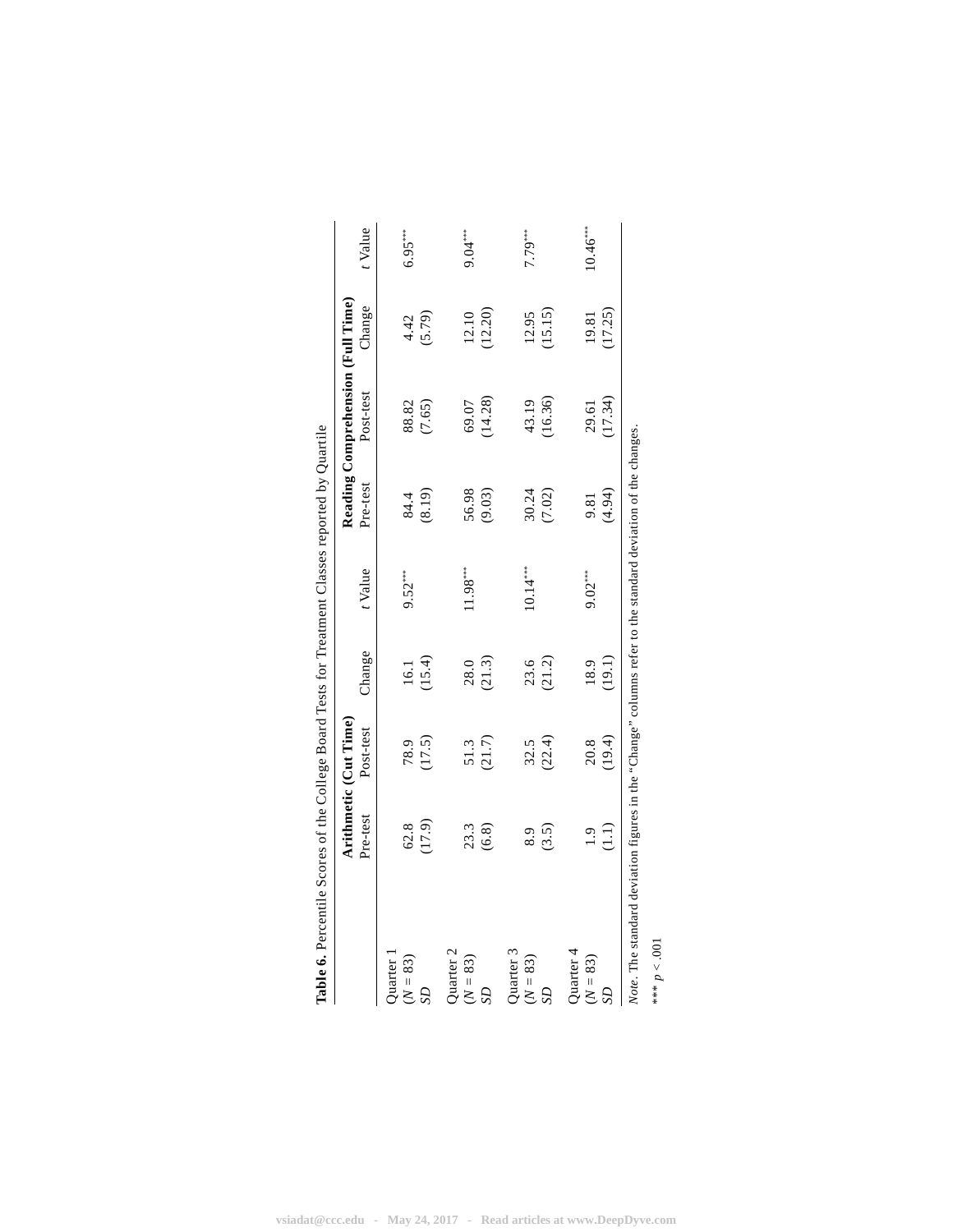**Table 6.** Percentile Scores of the College Board Tests for Treatment Classes reported by Quartile

| | Arithmetic (Cut Time) | | | | Reading Comprehension (Full Time) | | | |
|---|---|---|---|---|---|---|---|---|
| | Pre-test | Post-test | Change | *t* Value | Pre-test | Post-test | Change | *t* Value |
| Quarter 1 ($N = 83$) | 62.8 | 78.9 | 16.1 | 9.52*** | 84.4 | 88.82 | 4.42 | 6.95*** |
| *SD* | (17.9) | (17.5) | (15.4) | | (8.19) | (7.65) | (5.79) | |
| Quarter 2 ($N = 83$) | 23.3 | 51.3 | 28.0 | 11.98*** | 56.98 | 69.07 | 12.10 | 9.04*** |
| *SD* | (6.8) | (21.7) | (21.3) | | (9.03) | (14.28) | (12.20) | |
| Quarter 3 ($N = 83$) | 8.9 | 32.5 | 23.6 | 10.14*** | 30.24 | 43.19 | 12.95 | 7.79*** |
| *SD* | (3.5) | (22.4) | (21.2) | | (7.02) | (16.36) | (15.15) | |
| Quarter 4 ($N = 83$) | 1.9 | 20.8 | 18.9 | 9.02*** | 9.81 | 29.61 | 19.81 | 10.46*** |
| *SD* | (1.1) | (19.4) | (19.1) | | (4.94) | (17.34) | (17.25) | |

*Note*. The standard deviation figures in the "Change" columns refer to the standard deviation of the changes.

*** $p < .001$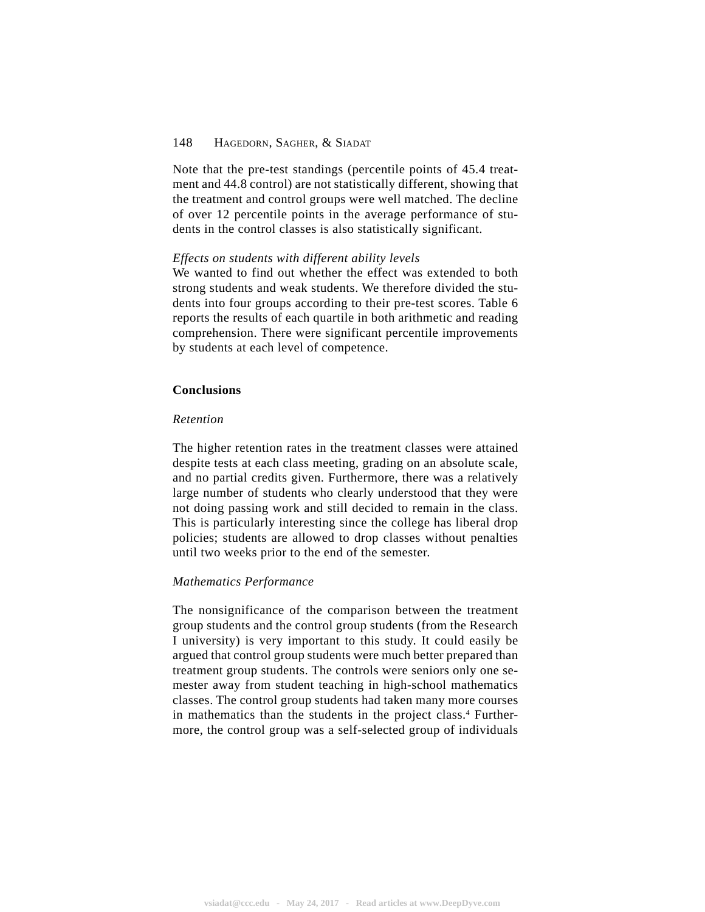Note that the pre-test standings (percentile points of 45.4 treatment and 44.8 control) are not statistically different, showing that the treatment and control groups were well matched. The decline of over 12 percentile points in the average performance of students in the control classes is also statistically significant.

*Effects on students with different ability levels*
We wanted to find out whether the effect was extended to both strong students and weak students. We therefore divided the students into four groups according to their pre-test scores. Table 6 reports the results of each quartile in both arithmetic and reading comprehension. There were significant percentile improvements by students at each level of competence.

## Conclusions

*Retention*

The higher retention rates in the treatment classes were attained despite tests at each class meeting, grading on an absolute scale, and no partial credits given. Furthermore, there was a relatively large number of students who clearly understood that they were not doing passing work and still decided to remain in the class. This is particularly interesting since the college has liberal drop policies; students are allowed to drop classes without penalties until two weeks prior to the end of the semester.

*Mathematics Performance*

The nonsignificance of the comparison between the treatment group students and the control group students (from the Research I university) is very important to this study. It could easily be argued that control group students were much better prepared than treatment group students. The controls were seniors only one semester away from student teaching in high-school mathematics classes. The control group students had taken many more courses in mathematics than the students in the project class.[4] Furthermore, the control group was a self-selected group of individuals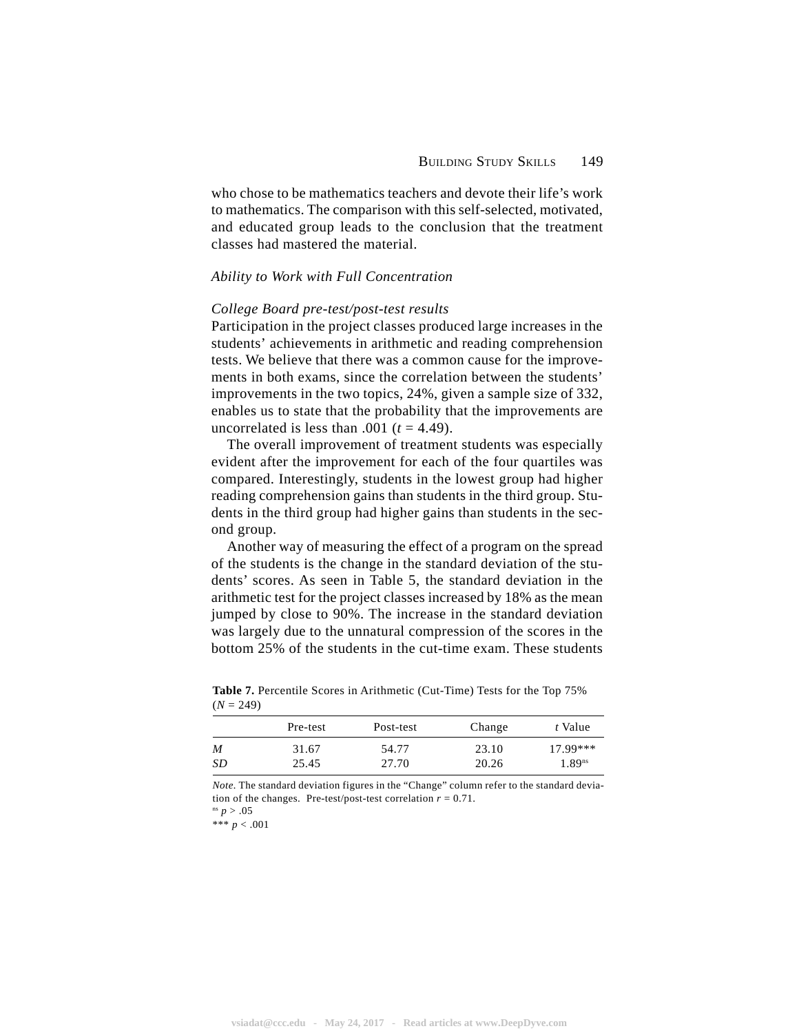who chose to be mathematics teachers and devote their life's work to mathematics. The comparison with this self-selected, motivated, and educated group leads to the conclusion that the treatment classes had mastered the material.

### *Ability to Work with Full Concentration*

*College Board pre-test/post-test results*

Participation in the project classes produced large increases in the students' achievements in arithmetic and reading comprehension tests. We believe that there was a common cause for the improvements in both exams, since the correlation between the students' improvements in the two topics, 24%, given a sample size of 332, enables us to state that the probability that the improvements are uncorrelated is less than .001 ($t = 4.49$).

The overall improvement of treatment students was especially evident after the improvement for each of the four quartiles was compared. Interestingly, students in the lowest group had higher reading comprehension gains than students in the third group. Students in the third group had higher gains than students in the second group.

Another way of measuring the effect of a program on the spread of the students is the change in the standard deviation of the students' scores. As seen in Table 5, the standard deviation in the arithmetic test for the project classes increased by 18% as the mean jumped by close to 90%. The increase in the standard deviation was largely due to the unnatural compression of the scores in the bottom 25% of the students in the cut-time exam. These students

**Table 7.** Percentile Scores in Arithmetic (Cut-Time) Tests for the Top 75% ($N = 249$)

| | Pre-test | Post-test | Change | *t* Value |
|---|---|---|---|---|
| *M* | 31.67 | 54.77 | 23.10 | 17.99*** |
| *SD* | 25.45 | 27.70 | 20.26 | 1.89[ns] |

*Note.* The standard deviation figures in the "Change" column refer to the standard deviation of the changes. Pre-test/post-test correlation $r = 0.71$.

[ns] $p > .05$

*** $p < .001$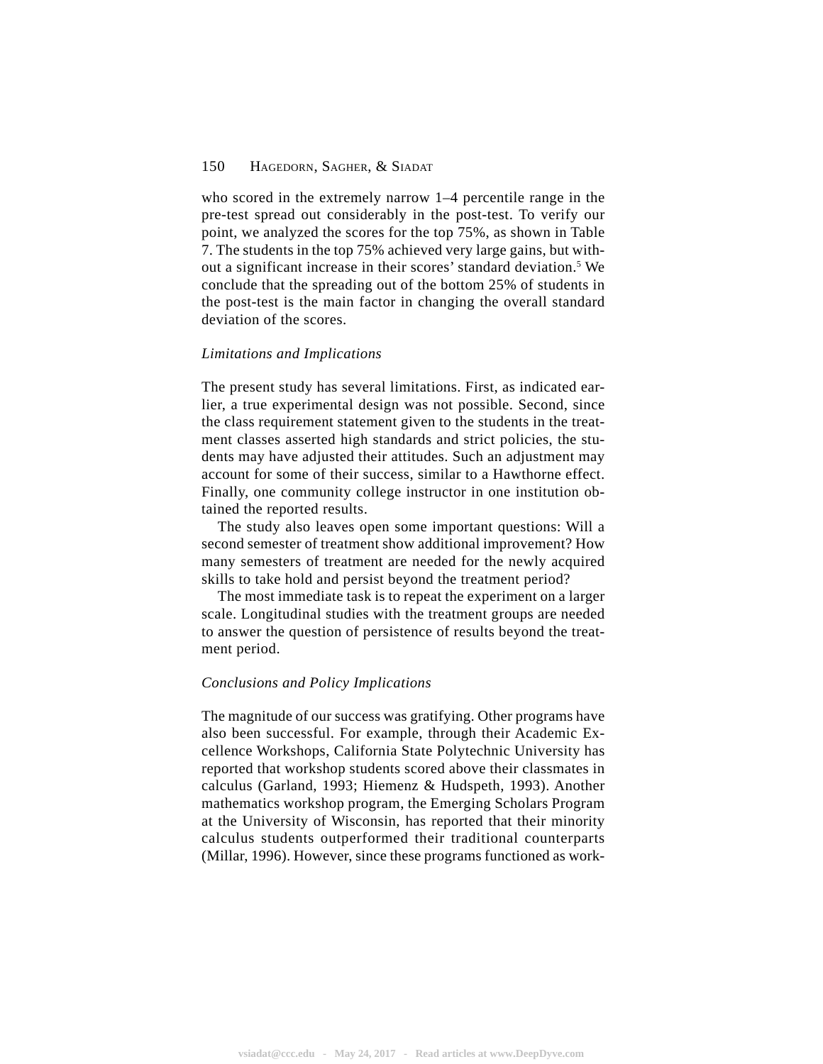who scored in the extremely narrow 1–4 percentile range in the pre-test spread out considerably in the post-test. To verify our point, we analyzed the scores for the top 75%, as shown in Table 7. The students in the top 75% achieved very large gains, but without a significant increase in their scores' standard deviation.[5] We conclude that the spreading out of the bottom 25% of students in the post-test is the main factor in changing the overall standard deviation of the scores.

### *Limitations and Implications*

The present study has several limitations. First, as indicated earlier, a true experimental design was not possible. Second, since the class requirement statement given to the students in the treatment classes asserted high standards and strict policies, the students may have adjusted their attitudes. Such an adjustment may account for some of their success, similar to a Hawthorne effect. Finally, one community college instructor in one institution obtained the reported results.

The study also leaves open some important questions: Will a second semester of treatment show additional improvement? How many semesters of treatment are needed for the newly acquired skills to take hold and persist beyond the treatment period?

The most immediate task is to repeat the experiment on a larger scale. Longitudinal studies with the treatment groups are needed to answer the question of persistence of results beyond the treatment period.

### *Conclusions and Policy Implications*

The magnitude of our success was gratifying. Other programs have also been successful. For example, through their Academic Excellence Workshops, California State Polytechnic University has reported that workshop students scored above their classmates in calculus (Garland, 1993; Hiemenz & Hudspeth, 1993). Another mathematics workshop program, the Emerging Scholars Program at the University of Wisconsin, has reported that their minority calculus students outperformed their traditional counterparts (Millar, 1996). However, since these programs functioned as work-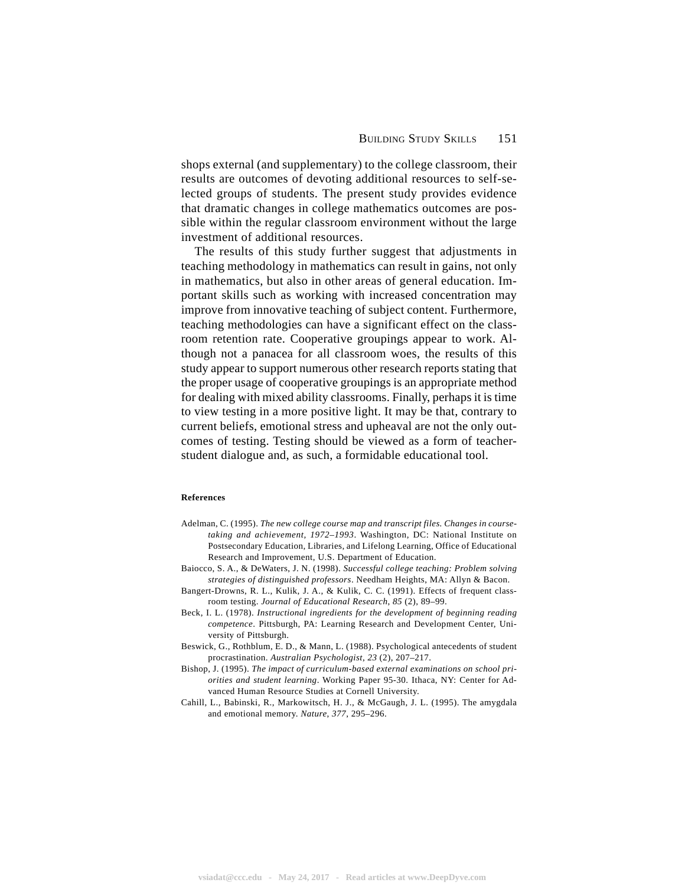shops external (and supplementary) to the college classroom, their results are outcomes of devoting additional resources to self-selected groups of students. The present study provides evidence that dramatic changes in college mathematics outcomes are possible within the regular classroom environment without the large investment of additional resources.

The results of this study further suggest that adjustments in teaching methodology in mathematics can result in gains, not only in mathematics, but also in other areas of general education. Important skills such as working with increased concentration may improve from innovative teaching of subject content. Furthermore, teaching methodologies can have a significant effect on the classroom retention rate. Cooperative groupings appear to work. Although not a panacea for all classroom woes, the results of this study appear to support numerous other research reports stating that the proper usage of cooperative groupings is an appropriate method for dealing with mixed ability classrooms. Finally, perhaps it is time to view testing in a more positive light. It may be that, contrary to current beliefs, emotional stress and upheaval are not the only outcomes of testing. Testing should be viewed as a form of teacher-student dialogue and, as such, a formidable educational tool.

#### References

Adelman, C. (1995). *The new college course map and transcript files. Changes in course-taking and achievement, 1972–1993*. Washington, DC: National Institute on Postsecondary Education, Libraries, and Lifelong Learning, Office of Educational Research and Improvement, U.S. Department of Education.

Baiocco, S. A., & DeWaters, J. N. (1998). *Successful college teaching: Problem solving strategies of distinguished professors*. Needham Heights, MA: Allyn & Bacon.

Bangert-Drowns, R. L., Kulik, J. A., & Kulik, C. C. (1991). Effects of frequent classroom testing. *Journal of Educational Research, 85* (2), 89–99.

Beck, I. L. (1978). *Instructional ingredients for the development of beginning reading competence*. Pittsburgh, PA: Learning Research and Development Center, University of Pittsburgh.

Beswick, G., Rothblum, E. D., & Mann, L. (1988). Psychological antecedents of student procrastination. *Australian Psychologist, 23* (2), 207–217.

Bishop, J. (1995). *The impact of curriculum-based external examinations on school priorities and student learning*. Working Paper 95-30. Ithaca, NY: Center for Advanced Human Resource Studies at Cornell University.

Cahill, L., Babinski, R., Markowitsch, H. J., & McGaugh, J. L. (1995). The amygdala and emotional memory. *Nature, 377*, 295–296.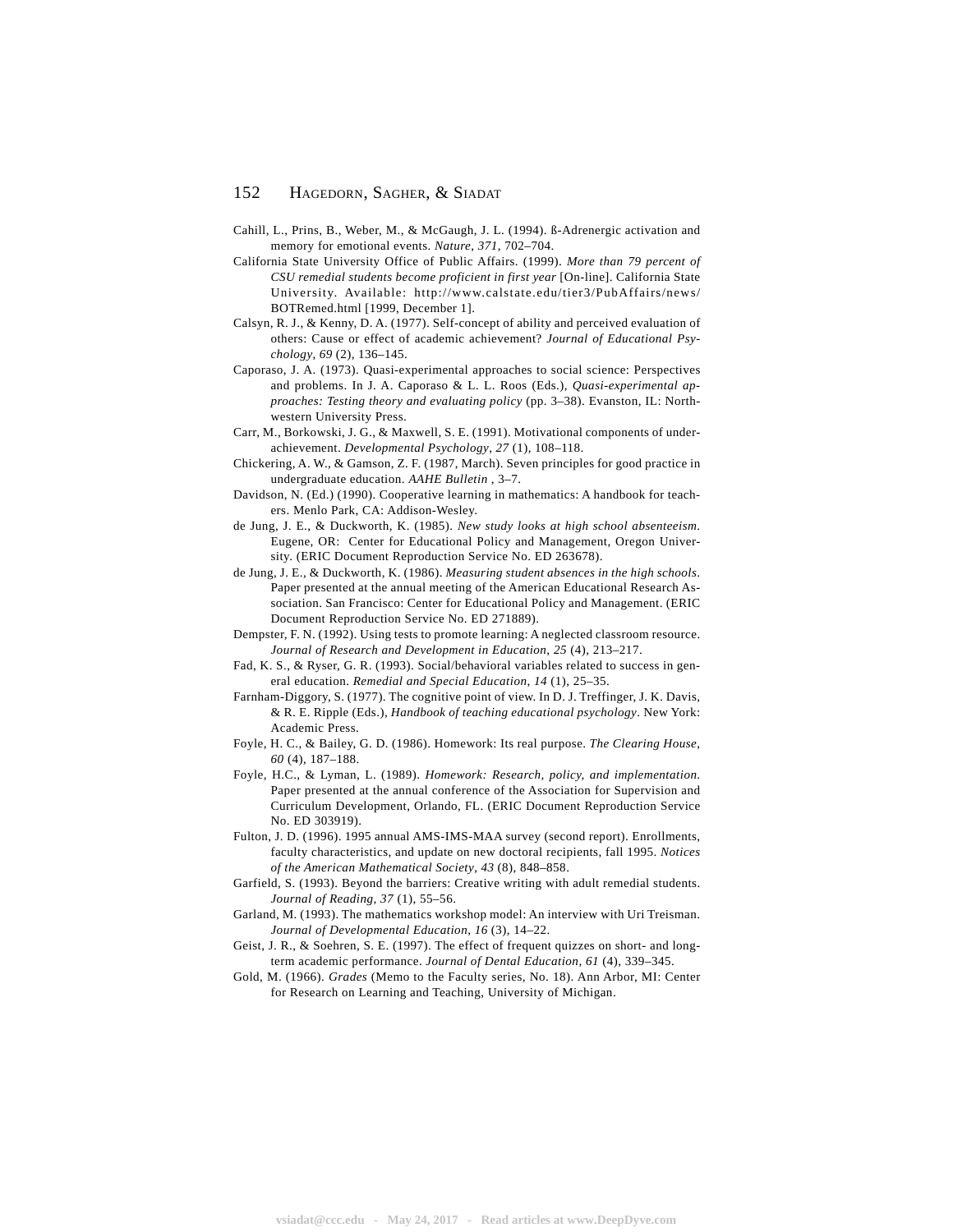Cahill, L., Prins, B., Weber, M., & McGaugh, J. L. (1994). ß-Adrenergic activation and memory for emotional events. *Nature, 371*, 702–704.

California State University Office of Public Affairs. (1999). *More than 79 percent of CSU remedial students become proficient in first year* [On-line]. California State University. Available: http://www.calstate.edu/tier3/PubAffairs/news/BOTRemed.html [1999, December 1].

Calsyn, R. J., & Kenny, D. A. (1977). Self-concept of ability and perceived evaluation of others: Cause or effect of academic achievement? *Journal of Educational Psychology, 69* (2), 136–145.

Caporaso, J. A. (1973). Quasi-experimental approaches to social science: Perspectives and problems. In J. A. Caporaso & L. L. Roos (Eds.), *Quasi-experimental approaches: Testing theory and evaluating policy* (pp. 3–38). Evanston, IL: Northwestern University Press.

Carr, M., Borkowski, J. G., & Maxwell, S. E. (1991). Motivational components of underachievement. *Developmental Psychology, 27* (1), 108–118.

Chickering, A. W., & Gamson, Z. F. (1987, March). Seven principles for good practice in undergraduate education. *AAHE Bulletin* , 3–7.

Davidson, N. (Ed.) (1990). Cooperative learning in mathematics: A handbook for teachers. Menlo Park, CA: Addison-Wesley.

de Jung, J. E., & Duckworth, K. (1985). *New study looks at high school absenteeism*. Eugene, OR: Center for Educational Policy and Management, Oregon University. (ERIC Document Reproduction Service No. ED 263678).

de Jung, J. E., & Duckworth, K. (1986). *Measuring student absences in the high schools*. Paper presented at the annual meeting of the American Educational Research Association. San Francisco: Center for Educational Policy and Management. (ERIC Document Reproduction Service No. ED 271889).

Dempster, F. N. (1992). Using tests to promote learning: A neglected classroom resource. *Journal of Research and Development in Education, 25* (4), 213–217.

Fad, K. S., & Ryser, G. R. (1993). Social/behavioral variables related to success in general education. *Remedial and Special Education, 14* (1), 25–35.

Farnham-Diggory, S. (1977). The cognitive point of view. In D. J. Treffinger, J. K. Davis, & R. E. Ripple (Eds.), *Handbook of teaching educational psychology*. New York: Academic Press.

Foyle, H. C., & Bailey, G. D. (1986). Homework: Its real purpose. *The Clearing House, 60* (4), 187–188.

Foyle, H.C., & Lyman, L. (1989). *Homework: Research, policy, and implementation.* Paper presented at the annual conference of the Association for Supervision and Curriculum Development, Orlando, FL. (ERIC Document Reproduction Service No. ED 303919).

Fulton, J. D. (1996). 1995 annual AMS-IMS-MAA survey (second report). Enrollments, faculty characteristics, and update on new doctoral recipients, fall 1995. *Notices of the American Mathematical Society, 43* (8), 848–858.

Garfield, S. (1993). Beyond the barriers: Creative writing with adult remedial students. *Journal of Reading, 37* (1), 55–56.

Garland, M. (1993). The mathematics workshop model: An interview with Uri Treisman. *Journal of Developmental Education, 16* (3), 14–22.

Geist, J. R., & Soehren, S. E. (1997). The effect of frequent quizzes on short- and long-term academic performance. *Journal of Dental Education, 61* (4), 339–345.

Gold, M. (1966). *Grades* (Memo to the Faculty series, No. 18). Ann Arbor, MI: Center for Research on Learning and Teaching, University of Michigan.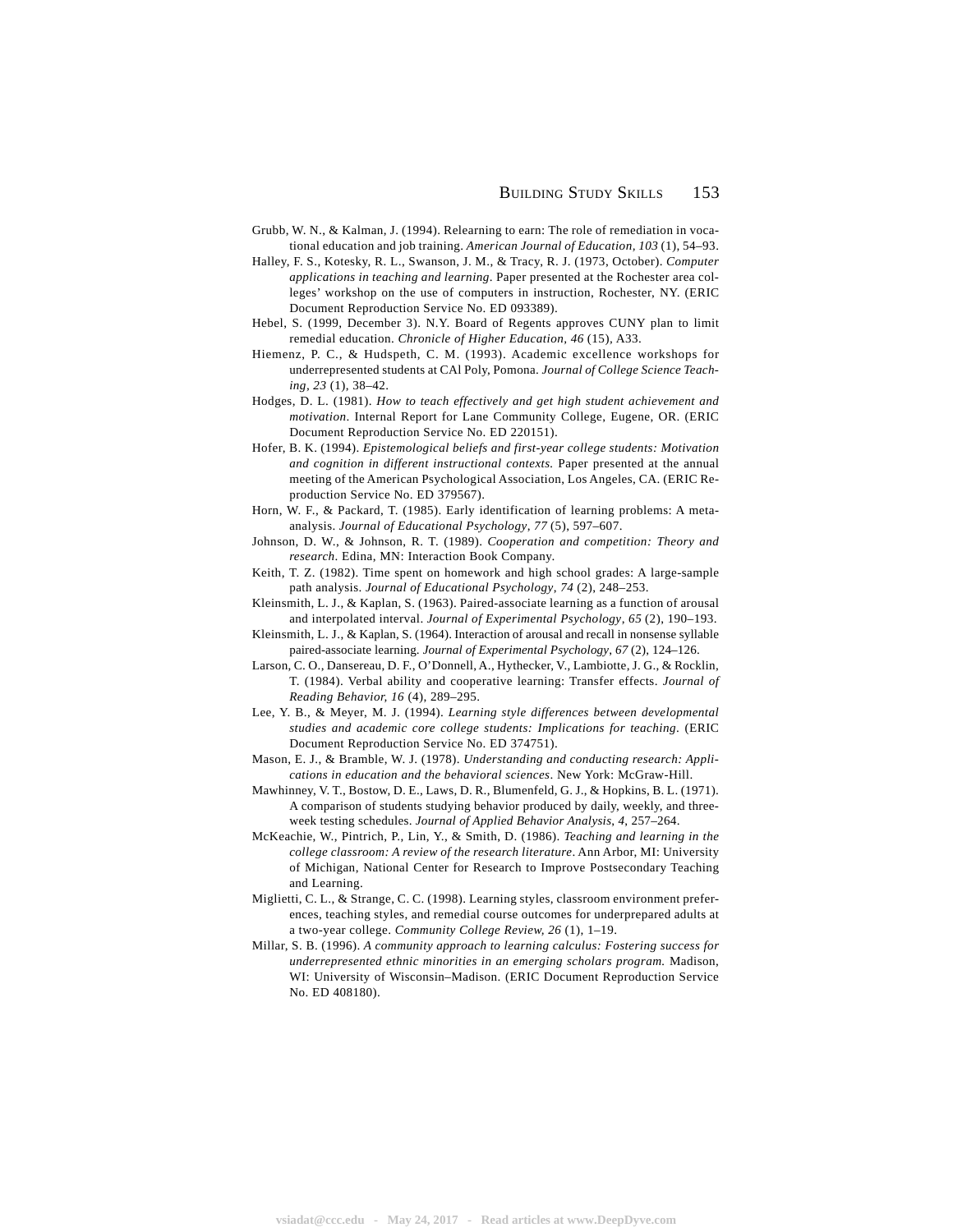Grubb, W. N., & Kalman, J. (1994). Relearning to earn: The role of remediation in vocational education and job training. *American Journal of Education, 103* (1), 54–93.

Halley, F. S., Kotesky, R. L., Swanson, J. M., & Tracy, R. J. (1973, October). *Computer applications in teaching and learning*. Paper presented at the Rochester area colleges' workshop on the use of computers in instruction, Rochester, NY. (ERIC Document Reproduction Service No. ED 093389).

Hebel, S. (1999, December 3). N.Y. Board of Regents approves CUNY plan to limit remedial education. *Chronicle of Higher Education, 46* (15), A33.

Hiemenz, P. C., & Hudspeth, C. M. (1993). Academic excellence workshops for underrepresented students at CAl Poly, Pomona. *Journal of College Science Teaching, 23* (1), 38–42.

Hodges, D. L. (1981). *How to teach effectively and get high student achievement and motivation*. Internal Report for Lane Community College, Eugene, OR. (ERIC Document Reproduction Service No. ED 220151).

Hofer, B. K. (1994). *Epistemological beliefs and first-year college students: Motivation and cognition in different instructional contexts.* Paper presented at the annual meeting of the American Psychological Association, Los Angeles, CA. (ERIC Reproduction Service No. ED 379567).

Horn, W. F., & Packard, T. (1985). Early identification of learning problems: A meta-analysis. *Journal of Educational Psychology, 77* (5), 597–607.

Johnson, D. W., & Johnson, R. T. (1989). *Cooperation and competition: Theory and research*. Edina, MN: Interaction Book Company.

Keith, T. Z. (1982). Time spent on homework and high school grades: A large-sample path analysis. *Journal of Educational Psychology, 74* (2), 248–253.

Kleinsmith, L. J., & Kaplan, S. (1963). Paired-associate learning as a function of arousal and interpolated interval. *Journal of Experimental Psychology, 65* (2), 190–193.

Kleinsmith, L. J., & Kaplan, S. (1964). Interaction of arousal and recall in nonsense syllable paired-associate learning. *Journal of Experimental Psychology, 67* (2), 124–126.

Larson, C. O., Dansereau, D. F., O'Donnell, A., Hythecker, V., Lambiotte, J. G., & Rocklin, T. (1984). Verbal ability and cooperative learning: Transfer effects. *Journal of Reading Behavior, 16* (4), 289–295.

Lee, Y. B., & Meyer, M. J. (1994). *Learning style differences between developmental studies and academic core college students: Implications for teaching*. (ERIC Document Reproduction Service No. ED 374751).

Mason, E. J., & Bramble, W. J. (1978). *Understanding and conducting research: Applications in education and the behavioral sciences*. New York: McGraw-Hill.

Mawhinney, V. T., Bostow, D. E., Laws, D. R., Blumenfeld, G. J., & Hopkins, B. L. (1971). A comparison of students studying behavior produced by daily, weekly, and three-week testing schedules. *Journal of Applied Behavior Analysis, 4*, 257–264.

McKeachie, W., Pintrich, P., Lin, Y., & Smith, D. (1986). *Teaching and learning in the college classroom: A review of the research literature*. Ann Arbor, MI: University of Michigan, National Center for Research to Improve Postsecondary Teaching and Learning.

Miglietti, C. L., & Strange, C. C. (1998). Learning styles, classroom environment preferences, teaching styles, and remedial course outcomes for underprepared adults at a two-year college. *Community College Review, 26* (1), 1–19.

Millar, S. B. (1996). *A community approach to learning calculus: Fostering success for underrepresented ethnic minorities in an emerging scholars program.* Madison, WI: University of Wisconsin–Madison. (ERIC Document Reproduction Service No. ED 408180).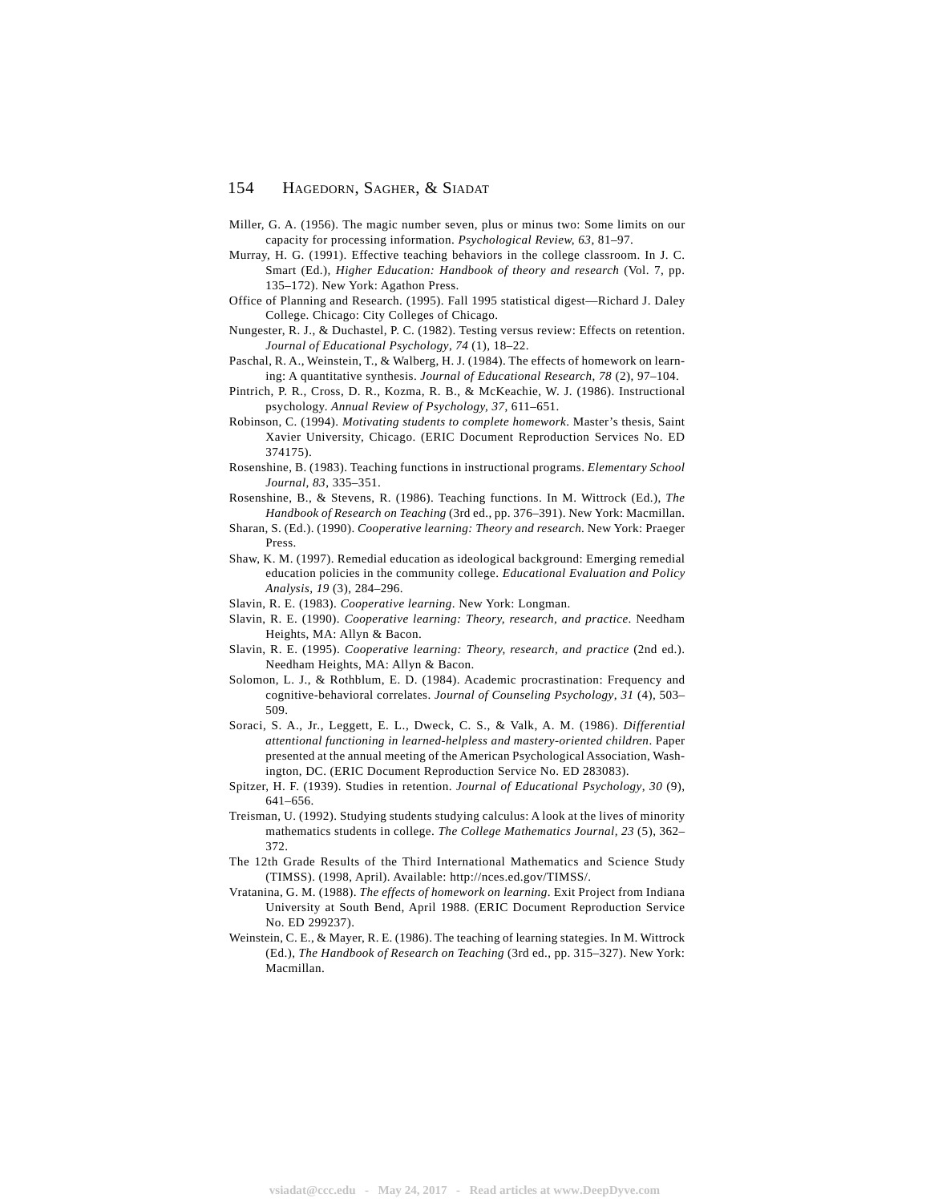Miller, G. A. (1956). The magic number seven, plus or minus two: Some limits on our capacity for processing information. *Psychological Review, 63*, 81–97.

Murray, H. G. (1991). Effective teaching behaviors in the college classroom. In J. C. Smart (Ed.), *Higher Education: Handbook of theory and research* (Vol. 7, pp. 135–172). New York: Agathon Press.

Office of Planning and Research. (1995). Fall 1995 statistical digest—Richard J. Daley College. Chicago: City Colleges of Chicago.

Nungester, R. J., & Duchastel, P. C. (1982). Testing versus review: Effects on retention. *Journal of Educational Psychology, 74* (1), 18–22.

Paschal, R. A., Weinstein, T., & Walberg, H. J. (1984). The effects of homework on learning: A quantitative synthesis. *Journal of Educational Research, 78* (2), 97–104.

Pintrich, P. R., Cross, D. R., Kozma, R. B., & McKeachie, W. J. (1986). Instructional psychology. *Annual Review of Psychology, 37*, 611–651.

Robinson, C. (1994). *Motivating students to complete homework*. Master's thesis, Saint Xavier University, Chicago. (ERIC Document Reproduction Services No. ED 374175).

Rosenshine, B. (1983). Teaching functions in instructional programs. *Elementary School Journal, 83*, 335–351.

Rosenshine, B., & Stevens, R. (1986). Teaching functions. In M. Wittrock (Ed.), *The Handbook of Research on Teaching* (3rd ed., pp. 376–391). New York: Macmillan.

Sharan, S. (Ed.). (1990). *Cooperative learning: Theory and research*. New York: Praeger Press.

Shaw, K. M. (1997). Remedial education as ideological background: Emerging remedial education policies in the community college. *Educational Evaluation and Policy Analysis, 19* (3), 284–296.

Slavin, R. E. (1983). *Cooperative learning*. New York: Longman.

Slavin, R. E. (1990). *Cooperative learning: Theory, research, and practice*. Needham Heights, MA: Allyn & Bacon.

Slavin, R. E. (1995). *Cooperative learning: Theory, research, and practice* (2nd ed.). Needham Heights, MA: Allyn & Bacon.

Solomon, L. J., & Rothblum, E. D. (1984). Academic procrastination: Frequency and cognitive-behavioral correlates. *Journal of Counseling Psychology, 31* (4), 503–509.

Soraci, S. A., Jr., Leggett, E. L., Dweck, C. S., & Valk, A. M. (1986). *Differential attentional functioning in learned-helpless and mastery-oriented children*. Paper presented at the annual meeting of the American Psychological Association, Washington, DC. (ERIC Document Reproduction Service No. ED 283083).

Spitzer, H. F. (1939). Studies in retention. *Journal of Educational Psychology, 30* (9), 641–656.

Treisman, U. (1992). Studying students studying calculus: A look at the lives of minority mathematics students in college. *The College Mathematics Journal, 23* (5), 362–372.

The 12th Grade Results of the Third International Mathematics and Science Study (TIMSS). (1998, April). Available: http://nces.ed.gov/TIMSS/.

Vratanina, G. M. (1988). *The effects of homework on learning*. Exit Project from Indiana University at South Bend, April 1988. (ERIC Document Reproduction Service No. ED 299237).

Weinstein, C. E., & Mayer, R. E. (1986). The teaching of learning stategies. In M. Wittrock (Ed.), *The Handbook of Research on Teaching* (3rd ed., pp. 315–327). New York: Macmillan.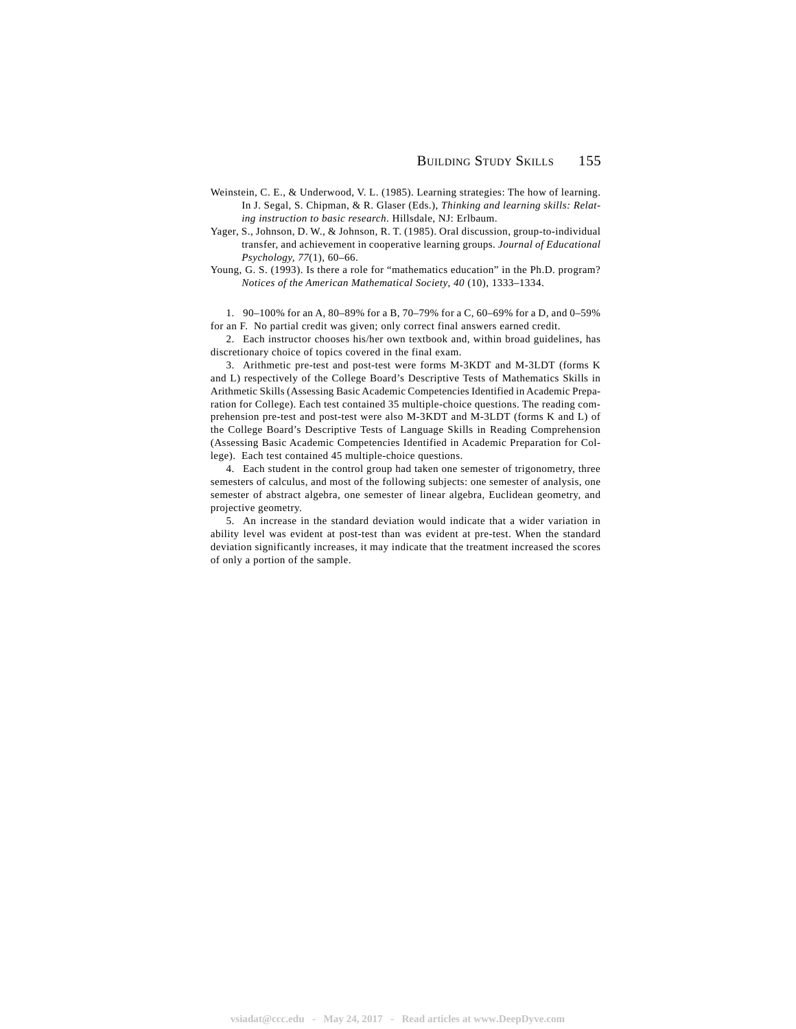Weinstein, C. E., & Underwood, V. L. (1985). Learning strategies: The how of learning. In J. Segal, S. Chipman, & R. Glaser (Eds.), *Thinking and learning skills: Relating instruction to basic research*. Hillsdale, NJ: Erlbaum.

Yager, S., Johnson, D. W., & Johnson, R. T. (1985). Oral discussion, group-to-individual transfer, and achievement in cooperative learning groups. *Journal of Educational Psychology, 77*(1), 60–66.

Young, G. S. (1993). Is there a role for "mathematics education" in the Ph.D. program? *Notices of the American Mathematical Society, 40* (10), 1333–1334.

1. 90–100% for an A, 80–89% for a B, 70–79% for a C, 60–69% for a D, and 0–59% for an F. No partial credit was given; only correct final answers earned credit.

2. Each instructor chooses his/her own textbook and, within broad guidelines, has discretionary choice of topics covered in the final exam.

3. Arithmetic pre-test and post-test were forms M-3KDT and M-3LDT (forms K and L) respectively of the College Board's Descriptive Tests of Mathematics Skills in Arithmetic Skills (Assessing Basic Academic Competencies Identified in Academic Preparation for College). Each test contained 35 multiple-choice questions. The reading comprehension pre-test and post-test were also M-3KDT and M-3LDT (forms K and L) of the College Board's Descriptive Tests of Language Skills in Reading Comprehension (Assessing Basic Academic Competencies Identified in Academic Preparation for College). Each test contained 45 multiple-choice questions.

4. Each student in the control group had taken one semester of trigonometry, three semesters of calculus, and most of the following subjects: one semester of analysis, one semester of abstract algebra, one semester of linear algebra, Euclidean geometry, and projective geometry.

5. An increase in the standard deviation would indicate that a wider variation in ability level was evident at post-test than was evident at pre-test. When the standard deviation significantly increases, it may indicate that the treatment increased the scores of only a portion of the sample.